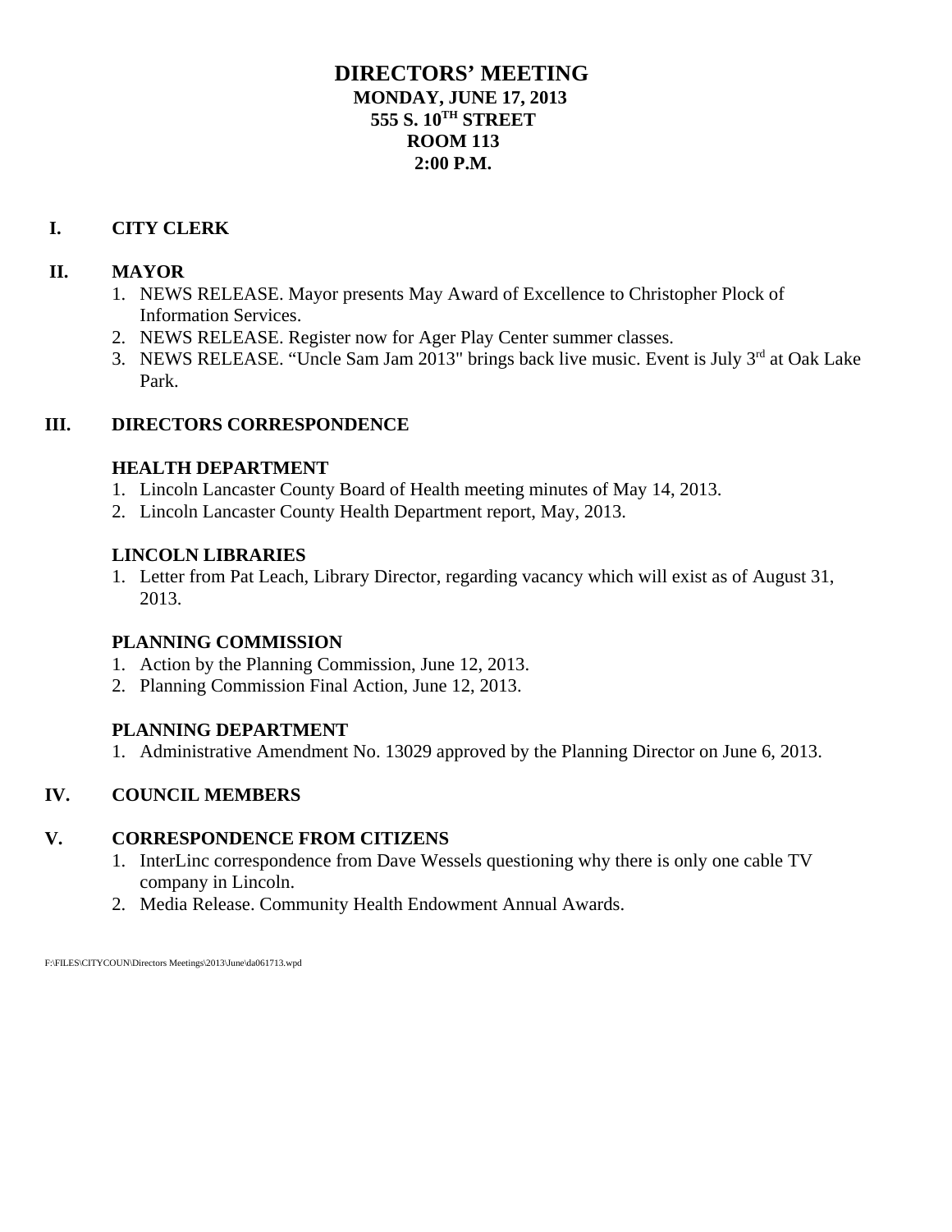# DIRECTORS' MEETING

**MONDAY, JUNE 17, 2013**
**555 S. 10TH STREET**
**ROOM 113**
**2:00 P.M.**

## I. CITY CLERK

## II. MAYOR

1. NEWS RELEASE. Mayor presents May Award of Excellence to Christopher Plock of Information Services.
2. NEWS RELEASE. Register now for Ager Play Center summer classes.
3. NEWS RELEASE. "Uncle Sam Jam 2013" brings back live music. Event is July 3rd at Oak Lake Park.

## III. DIRECTORS CORRESPONDENCE

### HEALTH DEPARTMENT

1. Lincoln Lancaster County Board of Health meeting minutes of May 14, 2013.
2. Lincoln Lancaster County Health Department report, May, 2013.

### LINCOLN LIBRARIES

1. Letter from Pat Leach, Library Director, regarding vacancy which will exist as of August 31, 2013.

### PLANNING COMMISSION

1. Action by the Planning Commission, June 12, 2013.
2. Planning Commission Final Action, June 12, 2013.

### PLANNING DEPARTMENT

1. Administrative Amendment No. 13029 approved by the Planning Director on June 6, 2013.

## IV. COUNCIL MEMBERS

## V. CORRESPONDENCE FROM CITIZENS

1. InterLinc correspondence from Dave Wessels questioning why there is only one cable TV company in Lincoln.
2. Media Release. Community Health Endowment Annual Awards.

F:\FILES\CITYCOUN\Directors Meetings\2013\June\da061713.wpd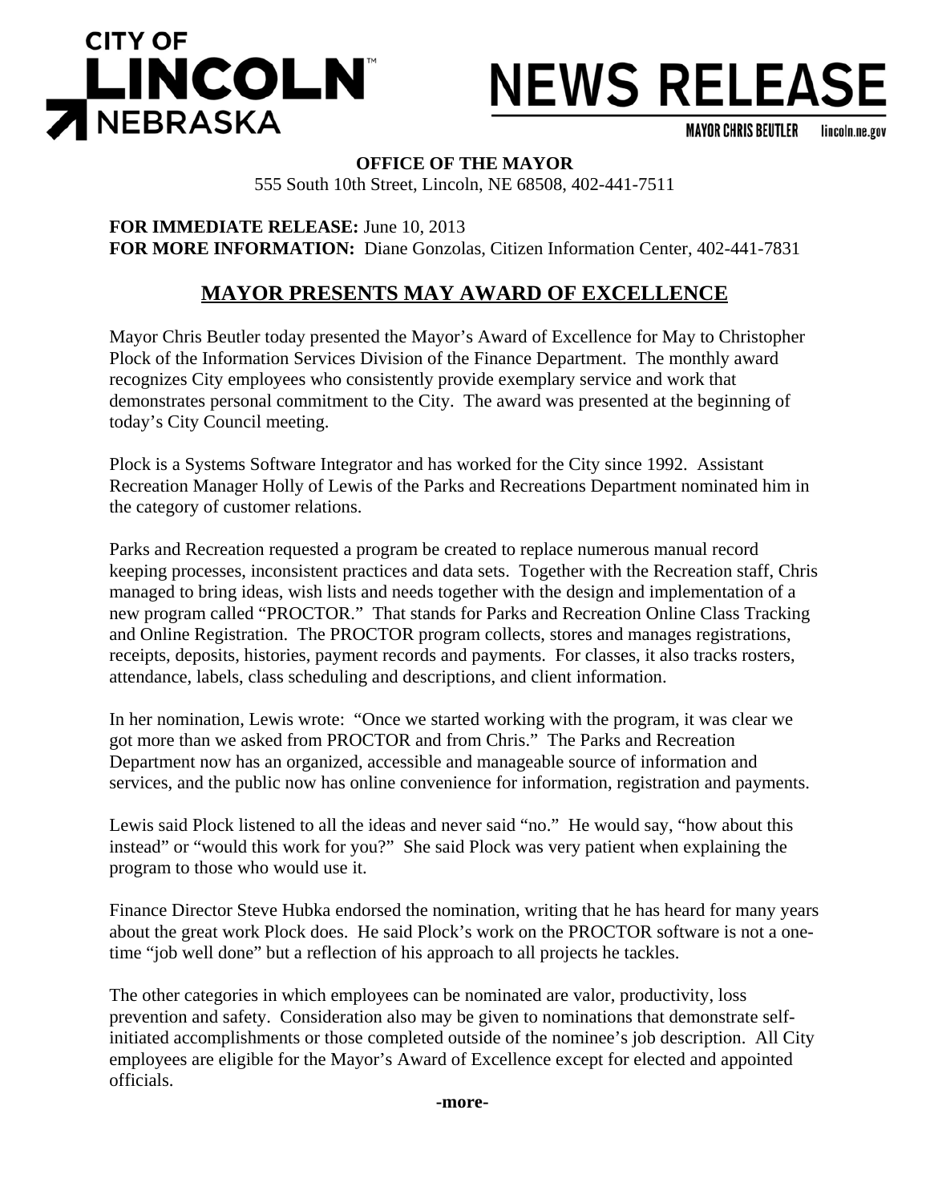**CITY OF LINCOLN NEBRASKA**

# NEWS RELEASE

MAYOR CHRIS BEUTLER lincoln.ne.gov

**OFFICE OF THE MAYOR**
555 South 10th Street, Lincoln, NE 68508, 402-441-7511

**FOR IMMEDIATE RELEASE:** June 10, 2013
**FOR MORE INFORMATION:** Diane Gonzolas, Citizen Information Center, 402-441-7831

## MAYOR PRESENTS MAY AWARD OF EXCELLENCE

Mayor Chris Beutler today presented the Mayor's Award of Excellence for May to Christopher Plock of the Information Services Division of the Finance Department. The monthly award recognizes City employees who consistently provide exemplary service and work that demonstrates personal commitment to the City. The award was presented at the beginning of today's City Council meeting.

Plock is a Systems Software Integrator and has worked for the City since 1992. Assistant Recreation Manager Holly of Lewis of the Parks and Recreations Department nominated him in the category of customer relations.

Parks and Recreation requested a program be created to replace numerous manual record keeping processes, inconsistent practices and data sets. Together with the Recreation staff, Chris managed to bring ideas, wish lists and needs together with the design and implementation of a new program called "PROCTOR." That stands for Parks and Recreation Online Class Tracking and Online Registration. The PROCTOR program collects, stores and manages registrations, receipts, deposits, histories, payment records and payments. For classes, it also tracks rosters, attendance, labels, class scheduling and descriptions, and client information.

In her nomination, Lewis wrote: "Once we started working with the program, it was clear we got more than we asked from PROCTOR and from Chris." The Parks and Recreation Department now has an organized, accessible and manageable source of information and services, and the public now has online convenience for information, registration and payments.

Lewis said Plock listened to all the ideas and never said "no." He would say, "how about this instead" or "would this work for you?" She said Plock was very patient when explaining the program to those who would use it.

Finance Director Steve Hubka endorsed the nomination, writing that he has heard for many years about the great work Plock does. He said Plock's work on the PROCTOR software is not a one-time "job well done" but a reflection of his approach to all projects he tackles.

The other categories in which employees can be nominated are valor, productivity, loss prevention and safety. Consideration also may be given to nominations that demonstrate self-initiated accomplishments or those completed outside of the nominee's job description. All City employees are eligible for the Mayor's Award of Excellence except for elected and appointed officials.

**-more-**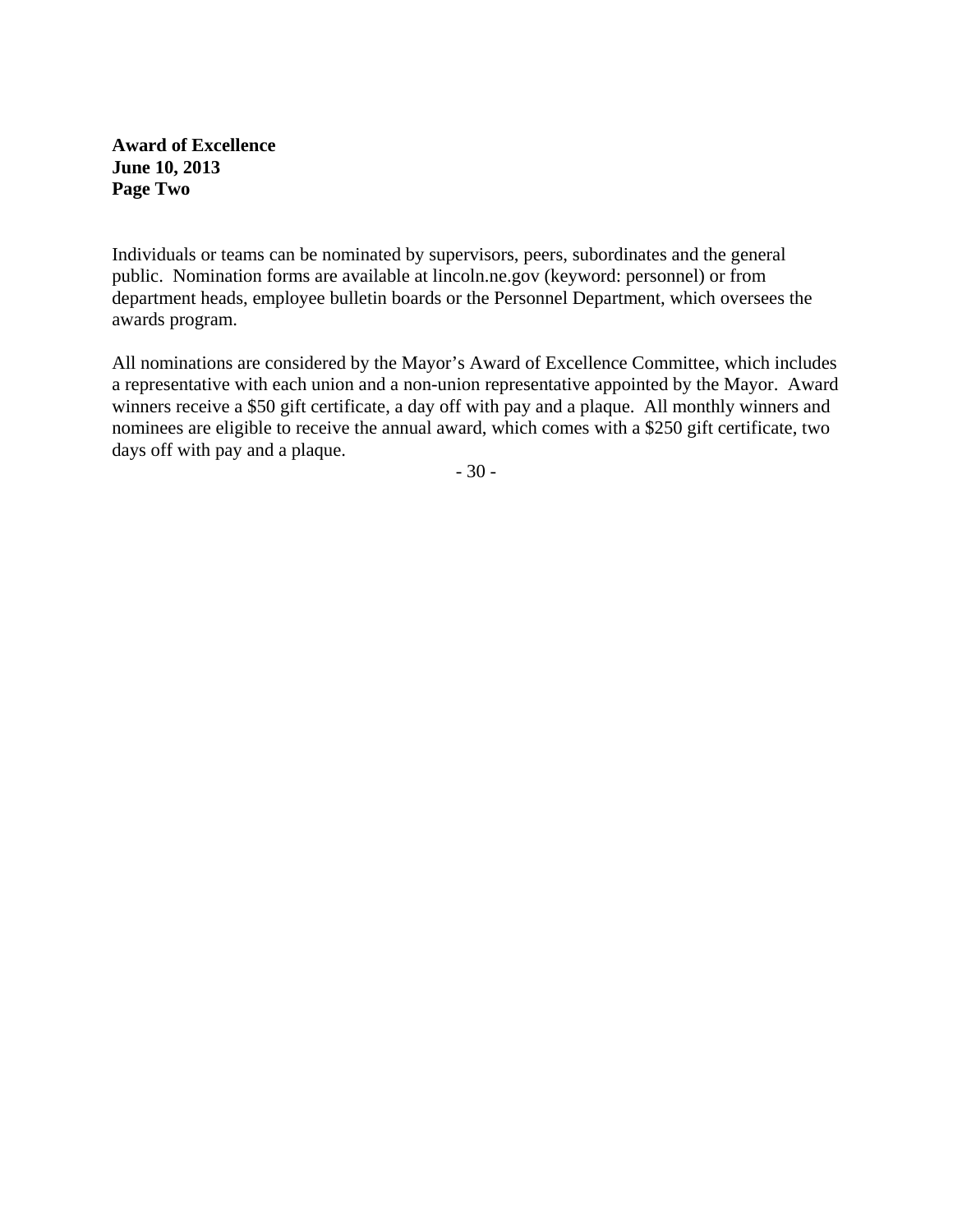**Award of Excellence**
**June 10, 2013**
**Page Two**

Individuals or teams can be nominated by supervisors, peers, subordinates and the general public. Nomination forms are available at lincoln.ne.gov (keyword: personnel) or from department heads, employee bulletin boards or the Personnel Department, which oversees the awards program.

All nominations are considered by the Mayor's Award of Excellence Committee, which includes a representative with each union and a non-union representative appointed by the Mayor. Award winners receive a $50 gift certificate, a day off with pay and a plaque. All monthly winners and nominees are eligible to receive the annual award, which comes with a $250 gift certificate, two days off with pay and a plaque.

- 30 -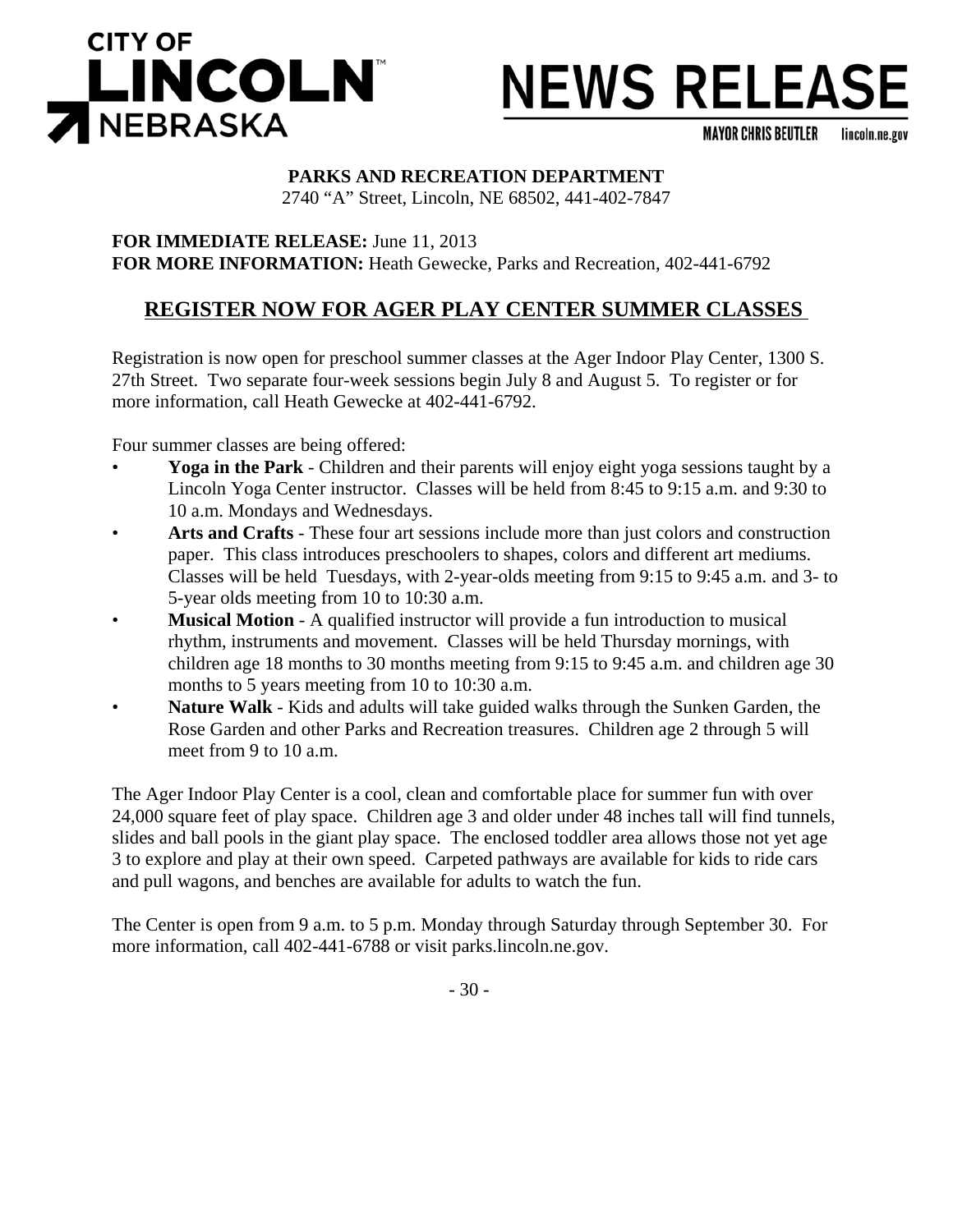**CITY OF LINCOLN NEBRASKA**

# NEWS RELEASE

MAYOR CHRIS BEUTLER lincoln.ne.gov

**PARKS AND RECREATION DEPARTMENT**
2740 "A" Street, Lincoln, NE 68502, 441-402-7847

**FOR IMMEDIATE RELEASE:** June 11, 2013
**FOR MORE INFORMATION:** Heath Gewecke, Parks and Recreation, 402-441-6792

## REGISTER NOW FOR AGER PLAY CENTER SUMMER CLASSES

Registration is now open for preschool summer classes at the Ager Indoor Play Center, 1300 S. 27th Street. Two separate four-week sessions begin July 8 and August 5. To register or for more information, call Heath Gewecke at 402-441-6792.

Four summer classes are being offered:

- **Yoga in the Park** - Children and their parents will enjoy eight yoga sessions taught by a Lincoln Yoga Center instructor. Classes will be held from 8:45 to 9:15 a.m. and 9:30 to 10 a.m. Mondays and Wednesdays.
- **Arts and Crafts** - These four art sessions include more than just colors and construction paper. This class introduces preschoolers to shapes, colors and different art mediums. Classes will be held Tuesdays, with 2-year-olds meeting from 9:15 to 9:45 a.m. and 3- to 5-year olds meeting from 10 to 10:30 a.m.
- **Musical Motion** - A qualified instructor will provide a fun introduction to musical rhythm, instruments and movement. Classes will be held Thursday mornings, with children age 18 months to 30 months meeting from 9:15 to 9:45 a.m. and children age 30 months to 5 years meeting from 10 to 10:30 a.m.
- **Nature Walk** - Kids and adults will take guided walks through the Sunken Garden, the Rose Garden and other Parks and Recreation treasures. Children age 2 through 5 will meet from 9 to 10 a.m.

The Ager Indoor Play Center is a cool, clean and comfortable place for summer fun with over 24,000 square feet of play space. Children age 3 and older under 48 inches tall will find tunnels, slides and ball pools in the giant play space. The enclosed toddler area allows those not yet age 3 to explore and play at their own speed. Carpeted pathways are available for kids to ride cars and pull wagons, and benches are available for adults to watch the fun.

The Center is open from 9 a.m. to 5 p.m. Monday through Saturday through September 30. For more information, call 402-441-6788 or visit parks.lincoln.ne.gov.

- 30 -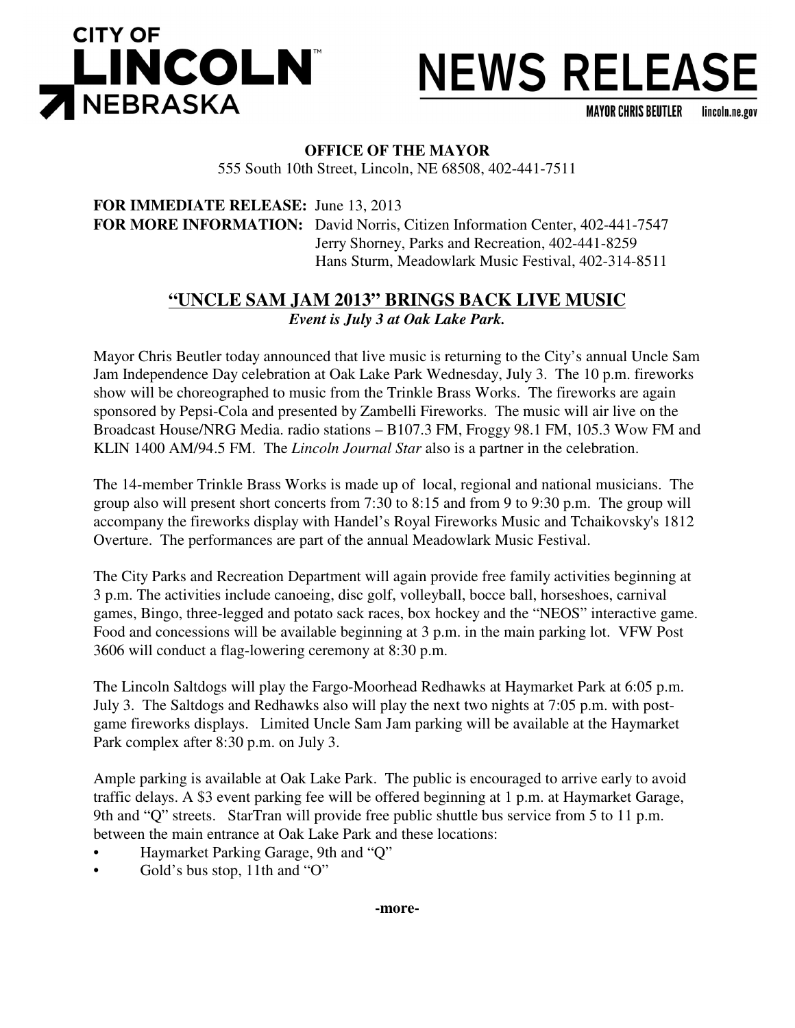**CITY OF LINCOLN NEBRASKA**

# NEWS RELEASE

MAYOR CHRIS BEUTLER lincoln.ne.gov

**OFFICE OF THE MAYOR**
555 South 10th Street, Lincoln, NE 68508, 402-441-7511

**FOR IMMEDIATE RELEASE:** June 13, 2013
**FOR MORE INFORMATION:** David Norris, Citizen Information Center, 402-441-7547
Jerry Shorney, Parks and Recreation, 402-441-8259
Hans Sturm, Meadowlark Music Festival, 402-314-8511

## "UNCLE SAM JAM 2013" BRINGS BACK LIVE MUSIC

***Event is July 3 at Oak Lake Park.***

Mayor Chris Beutler today announced that live music is returning to the City's annual Uncle Sam Jam Independence Day celebration at Oak Lake Park Wednesday, July 3. The 10 p.m. fireworks show will be choreographed to music from the Trinkle Brass Works. The fireworks are again sponsored by Pepsi-Cola and presented by Zambelli Fireworks. The music will air live on the Broadcast House/NRG Media. radio stations – B107.3 FM, Froggy 98.1 FM, 105.3 Wow FM and KLIN 1400 AM/94.5 FM. The *Lincoln Journal Star* also is a partner in the celebration.

The 14-member Trinkle Brass Works is made up of local, regional and national musicians. The group also will present short concerts from 7:30 to 8:15 and from 9 to 9:30 p.m. The group will accompany the fireworks display with Handel's Royal Fireworks Music and Tchaikovsky's 1812 Overture. The performances are part of the annual Meadowlark Music Festival.

The City Parks and Recreation Department will again provide free family activities beginning at 3 p.m. The activities include canoeing, disc golf, volleyball, bocce ball, horseshoes, carnival games, Bingo, three-legged and potato sack races, box hockey and the "NEOS" interactive game. Food and concessions will be available beginning at 3 p.m. in the main parking lot. VFW Post 3606 will conduct a flag-lowering ceremony at 8:30 p.m.

The Lincoln Saltdogs will play the Fargo-Moorhead Redhawks at Haymarket Park at 6:05 p.m. July 3. The Saltdogs and Redhawks also will play the next two nights at 7:05 p.m. with post-game fireworks displays. Limited Uncle Sam Jam parking will be available at the Haymarket Park complex after 8:30 p.m. on July 3.

Ample parking is available at Oak Lake Park. The public is encouraged to arrive early to avoid traffic delays. A $3 event parking fee will be offered beginning at 1 p.m. at Haymarket Garage, 9th and "Q" streets. StarTran will provide free public shuttle bus service from 5 to 11 p.m. between the main entrance at Oak Lake Park and these locations:

- Haymarket Parking Garage, 9th and "Q"
- Gold's bus stop, 11th and "O"

**-more-**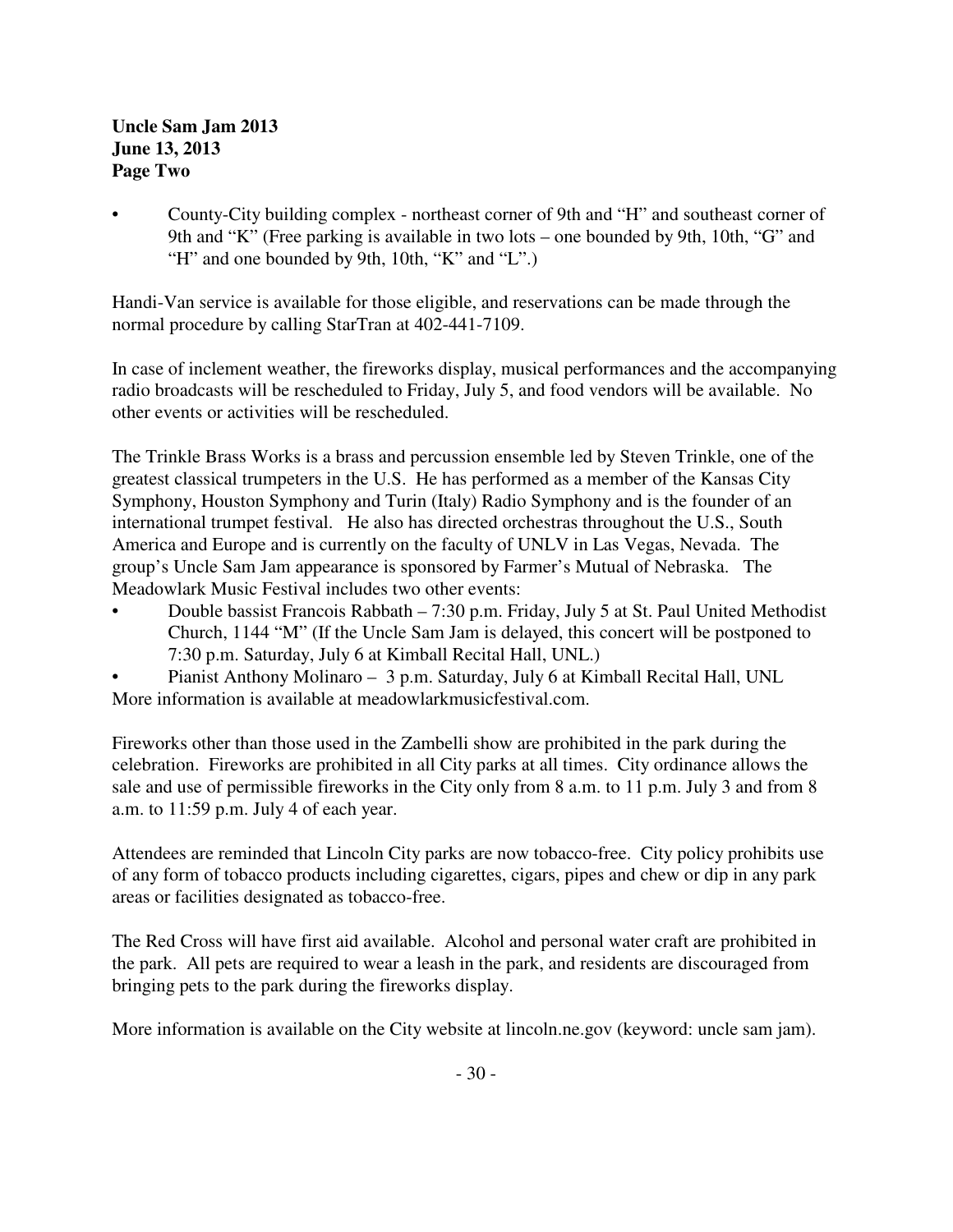**Uncle Sam Jam 2013**
**June 13, 2013**
**Page Two**

- County-City building complex - northeast corner of 9th and "H" and southeast corner of 9th and "K" (Free parking is available in two lots – one bounded by 9th, 10th, "G" and "H" and one bounded by 9th, 10th, "K" and "L".)

Handi-Van service is available for those eligible, and reservations can be made through the normal procedure by calling StarTran at 402-441-7109.

In case of inclement weather, the fireworks display, musical performances and the accompanying radio broadcasts will be rescheduled to Friday, July 5, and food vendors will be available. No other events or activities will be rescheduled.

The Trinkle Brass Works is a brass and percussion ensemble led by Steven Trinkle, one of the greatest classical trumpeters in the U.S. He has performed as a member of the Kansas City Symphony, Houston Symphony and Turin (Italy) Radio Symphony and is the founder of an international trumpet festival. He also has directed orchestras throughout the U.S., South America and Europe and is currently on the faculty of UNLV in Las Vegas, Nevada. The group's Uncle Sam Jam appearance is sponsored by Farmer's Mutual of Nebraska. The Meadowlark Music Festival includes two other events:

- Double bassist Francois Rabbath – 7:30 p.m. Friday, July 5 at St. Paul United Methodist Church, 1144 "M" (If the Uncle Sam Jam is delayed, this concert will be postponed to 7:30 p.m. Saturday, July 6 at Kimball Recital Hall, UNL.)
- Pianist Anthony Molinaro – 3 p.m. Saturday, July 6 at Kimball Recital Hall, UNL

More information is available at meadowlarkmusicfestival.com.

Fireworks other than those used in the Zambelli show are prohibited in the park during the celebration. Fireworks are prohibited in all City parks at all times. City ordinance allows the sale and use of permissible fireworks in the City only from 8 a.m. to 11 p.m. July 3 and from 8 a.m. to 11:59 p.m. July 4 of each year.

Attendees are reminded that Lincoln City parks are now tobacco-free. City policy prohibits use of any form of tobacco products including cigarettes, cigars, pipes and chew or dip in any park areas or facilities designated as tobacco-free.

The Red Cross will have first aid available. Alcohol and personal water craft are prohibited in the park. All pets are required to wear a leash in the park, and residents are discouraged from bringing pets to the park during the fireworks display.

More information is available on the City website at lincoln.ne.gov (keyword: uncle sam jam).

\- 30 -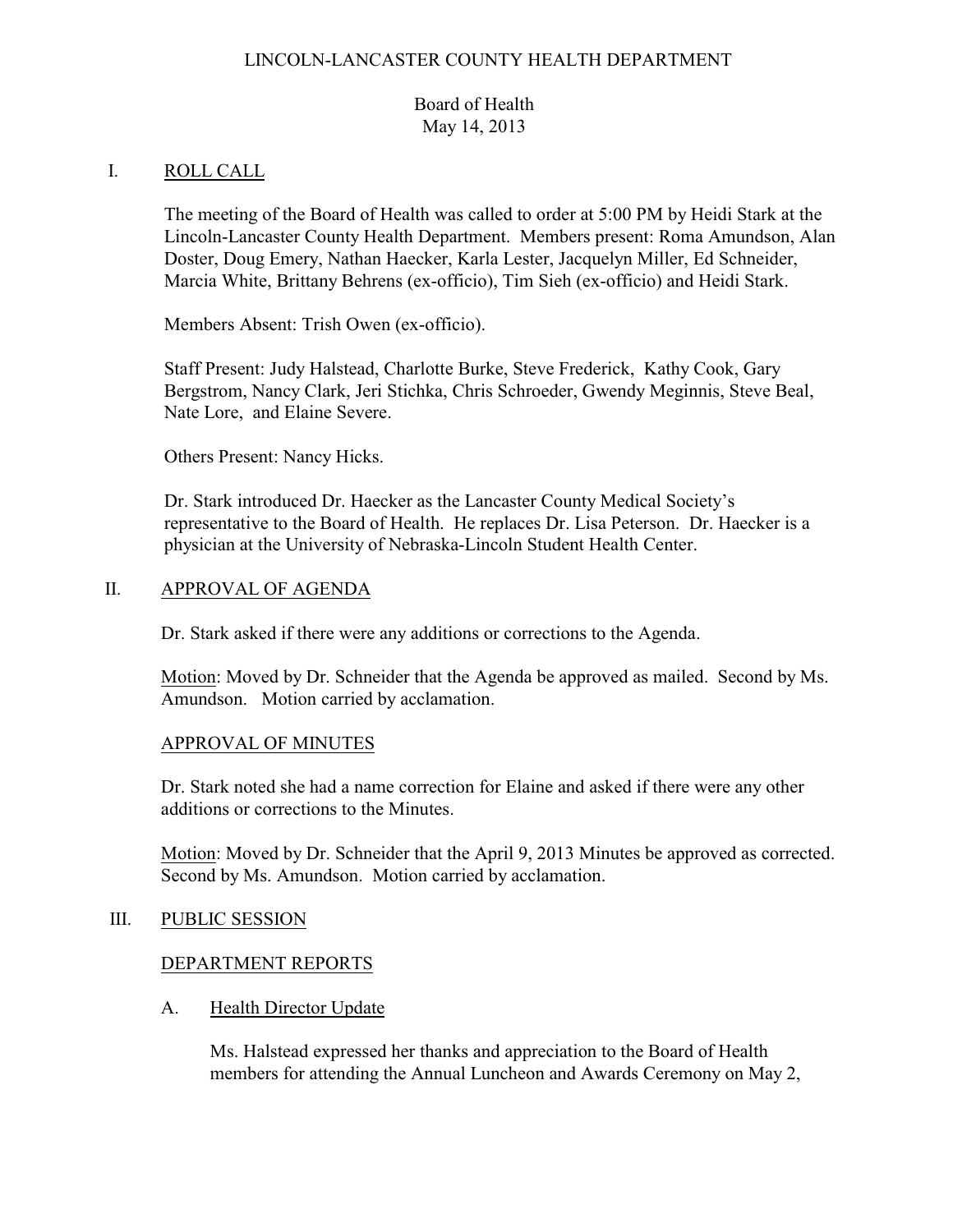LINCOLN-LANCASTER COUNTY HEALTH DEPARTMENT

Board of Health
May 14, 2013

## I. ROLL CALL

The meeting of the Board of Health was called to order at 5:00 PM by Heidi Stark at the Lincoln-Lancaster County Health Department. Members present: Roma Amundson, Alan Doster, Doug Emery, Nathan Haecker, Karla Lester, Jacquelyn Miller, Ed Schneider, Marcia White, Brittany Behrens (ex-officio), Tim Sieh (ex-officio) and Heidi Stark.

Members Absent: Trish Owen (ex-officio).

Staff Present: Judy Halstead, Charlotte Burke, Steve Frederick, Kathy Cook, Gary Bergstrom, Nancy Clark, Jeri Stichka, Chris Schroeder, Gwendy Meginnis, Steve Beal, Nate Lore, and Elaine Severe.

Others Present: Nancy Hicks.

Dr. Stark introduced Dr. Haecker as the Lancaster County Medical Society's representative to the Board of Health. He replaces Dr. Lisa Peterson. Dr. Haecker is a physician at the University of Nebraska-Lincoln Student Health Center.

## II. APPROVAL OF AGENDA

Dr. Stark asked if there were any additions or corrections to the Agenda.

Motion: Moved by Dr. Schneider that the Agenda be approved as mailed. Second by Ms. Amundson. Motion carried by acclamation.

### APPROVAL OF MINUTES

Dr. Stark noted she had a name correction for Elaine and asked if there were any other additions or corrections to the Minutes.

Motion: Moved by Dr. Schneider that the April 9, 2013 Minutes be approved as corrected. Second by Ms. Amundson. Motion carried by acclamation.

## III. PUBLIC SESSION

### DEPARTMENT REPORTS

#### A. Health Director Update

Ms. Halstead expressed her thanks and appreciation to the Board of Health members for attending the Annual Luncheon and Awards Ceremony on May 2,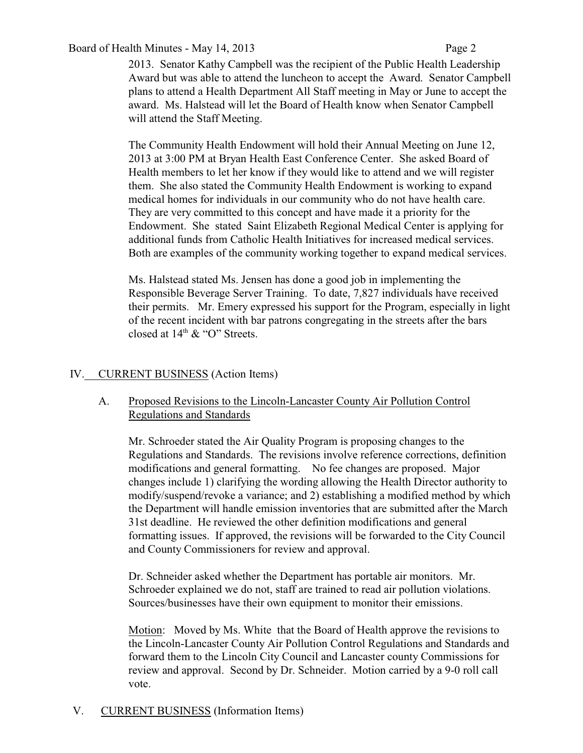2013. Senator Kathy Campbell was the recipient of the Public Health Leadership Award but was able to attend the luncheon to accept the Award. Senator Campbell plans to attend a Health Department All Staff meeting in May or June to accept the award. Ms. Halstead will let the Board of Health know when Senator Campbell will attend the Staff Meeting.

The Community Health Endowment will hold their Annual Meeting on June 12, 2013 at 3:00 PM at Bryan Health East Conference Center. She asked Board of Health members to let her know if they would like to attend and we will register them. She also stated the Community Health Endowment is working to expand medical homes for individuals in our community who do not have health care. They are very committed to this concept and have made it a priority for the Endowment. She stated Saint Elizabeth Regional Medical Center is applying for additional funds from Catholic Health Initiatives for increased medical services. Both are examples of the community working together to expand medical services.

Ms. Halstead stated Ms. Jensen has done a good job in implementing the Responsible Beverage Server Training. To date, 7,827 individuals have received their permits. Mr. Emery expressed his support for the Program, especially in light of the recent incident with bar patrons congregating in the streets after the bars closed at 14th & "O" Streets.

## IV. CURRENT BUSINESS (Action Items)

### A. Proposed Revisions to the Lincoln-Lancaster County Air Pollution Control Regulations and Standards

Mr. Schroeder stated the Air Quality Program is proposing changes to the Regulations and Standards. The revisions involve reference corrections, definition modifications and general formatting. No fee changes are proposed. Major changes include 1) clarifying the wording allowing the Health Director authority to modify/suspend/revoke a variance; and 2) establishing a modified method by which the Department will handle emission inventories that are submitted after the March 31st deadline. He reviewed the other definition modifications and general formatting issues. If approved, the revisions will be forwarded to the City Council and County Commissioners for review and approval.

Dr. Schneider asked whether the Department has portable air monitors. Mr. Schroeder explained we do not, staff are trained to read air pollution violations. Sources/businesses have their own equipment to monitor their emissions.

Motion: Moved by Ms. White that the Board of Health approve the revisions to the Lincoln-Lancaster County Air Pollution Control Regulations and Standards and forward them to the Lincoln City Council and Lancaster county Commissions for review and approval. Second by Dr. Schneider. Motion carried by a 9-0 roll call vote.

## V. CURRENT BUSINESS (Information Items)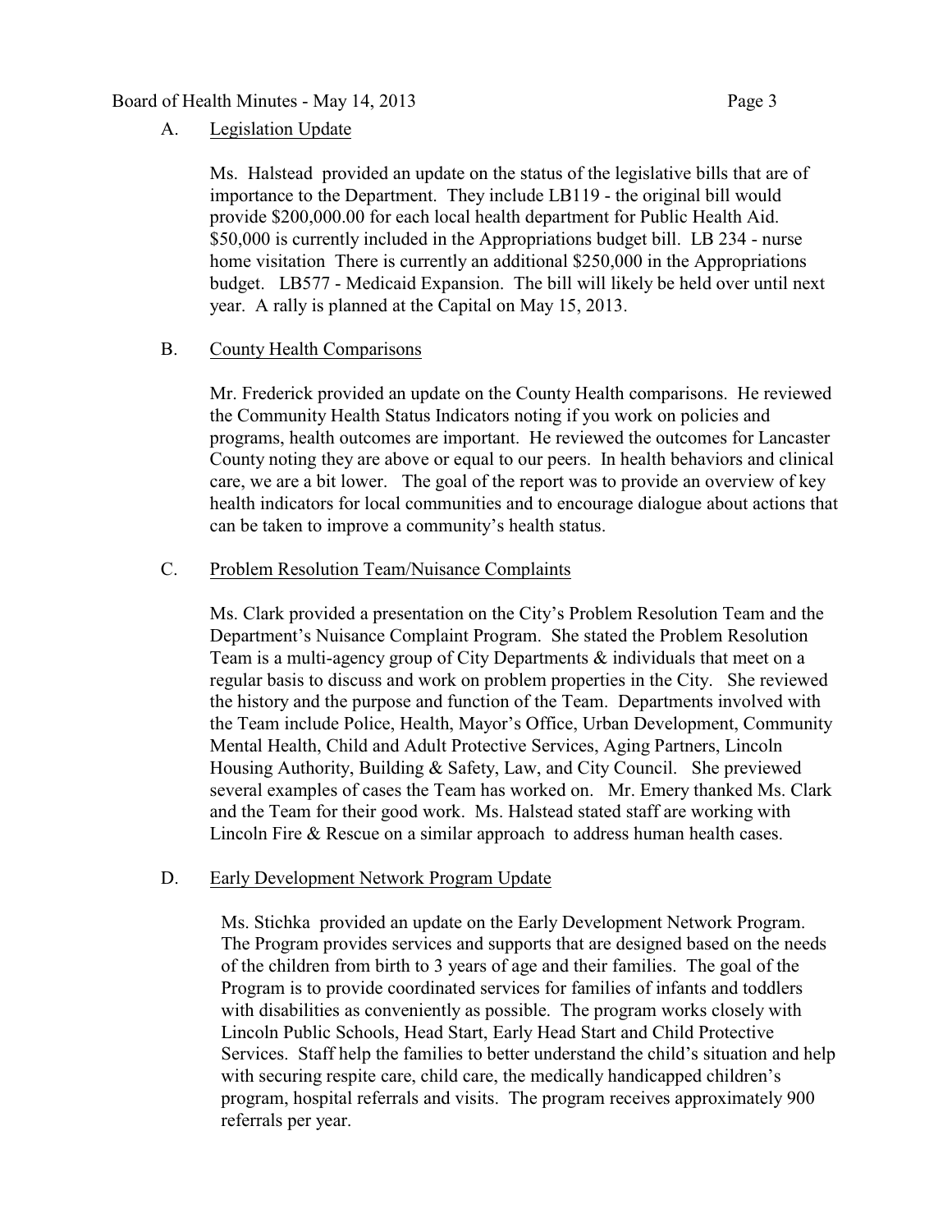A. Legislation Update

Ms. Halstead provided an update on the status of the legislative bills that are of importance to the Department. They include LB119 - the original bill would provide $200,000.00 for each local health department for Public Health Aid. $50,000 is currently included in the Appropriations budget bill. LB 234 - nurse home visitation There is currently an additional $250,000 in the Appropriations budget. LB577 - Medicaid Expansion. The bill will likely be held over until next year. A rally is planned at the Capital on May 15, 2013.

B. County Health Comparisons

Mr. Frederick provided an update on the County Health comparisons. He reviewed the Community Health Status Indicators noting if you work on policies and programs, health outcomes are important. He reviewed the outcomes for Lancaster County noting they are above or equal to our peers. In health behaviors and clinical care, we are a bit lower. The goal of the report was to provide an overview of key health indicators for local communities and to encourage dialogue about actions that can be taken to improve a community's health status.

C. Problem Resolution Team/Nuisance Complaints

Ms. Clark provided a presentation on the City's Problem Resolution Team and the Department's Nuisance Complaint Program. She stated the Problem Resolution Team is a multi-agency group of City Departments & individuals that meet on a regular basis to discuss and work on problem properties in the City. She reviewed the history and the purpose and function of the Team. Departments involved with the Team include Police, Health, Mayor's Office, Urban Development, Community Mental Health, Child and Adult Protective Services, Aging Partners, Lincoln Housing Authority, Building & Safety, Law, and City Council. She previewed several examples of cases the Team has worked on. Mr. Emery thanked Ms. Clark and the Team for their good work. Ms. Halstead stated staff are working with Lincoln Fire & Rescue on a similar approach to address human health cases.

D. Early Development Network Program Update

Ms. Stichka provided an update on the Early Development Network Program. The Program provides services and supports that are designed based on the needs of the children from birth to 3 years of age and their families. The goal of the Program is to provide coordinated services for families of infants and toddlers with disabilities as conveniently as possible. The program works closely with Lincoln Public Schools, Head Start, Early Head Start and Child Protective Services. Staff help the families to better understand the child's situation and help with securing respite care, child care, the medically handicapped children's program, hospital referrals and visits. The program receives approximately 900 referrals per year.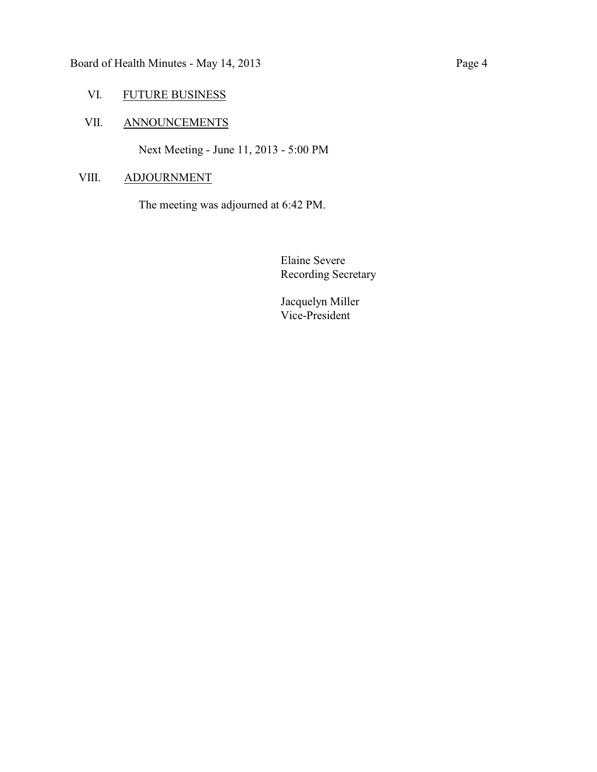## VI. FUTURE BUSINESS

## VII. ANNOUNCEMENTS

Next Meeting - June 11, 2013 - 5:00 PM

## VIII. ADJOURNMENT

The meeting was adjourned at 6:42 PM.

Elaine Severe
Recording Secretary

Jacquelyn Miller
Vice-President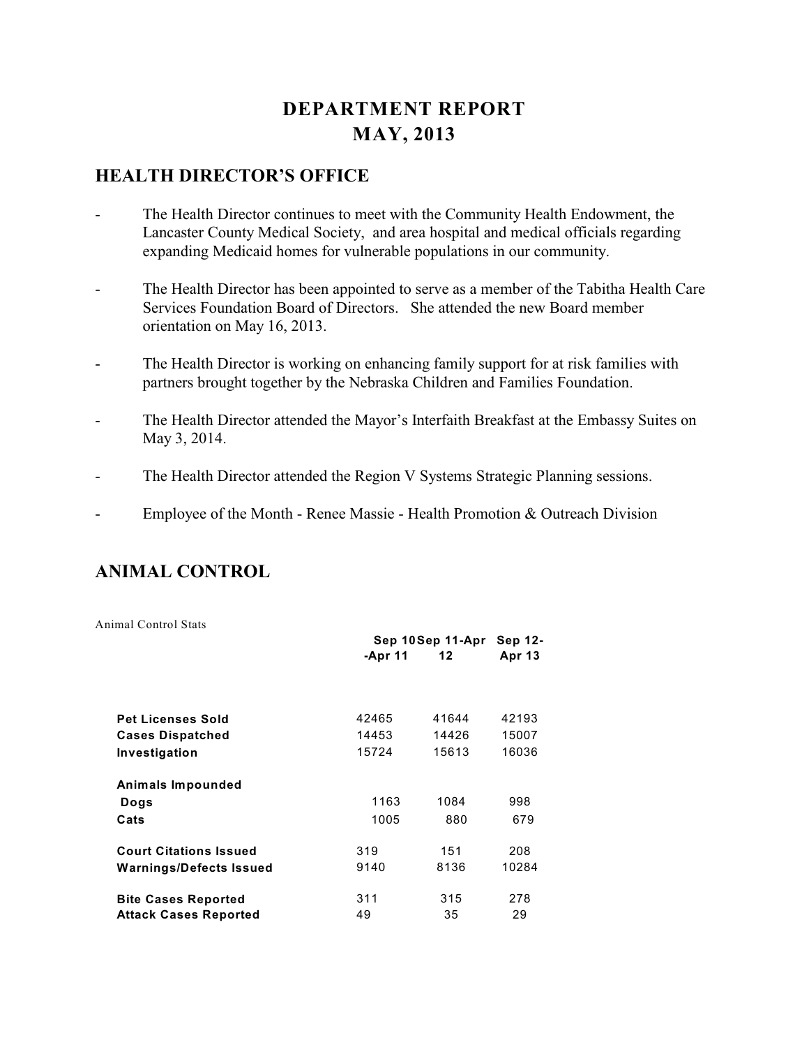// DEPARTMENT REPORT
// MAY, 2013

# DEPARTMENT REPORT
# MAY, 2013

## HEALTH DIRECTOR'S OFFICE

- The Health Director continues to meet with the Community Health Endowment, the Lancaster County Medical Society, and area hospital and medical officials regarding expanding Medicaid homes for vulnerable populations in our community.

- The Health Director has been appointed to serve as a member of the Tabitha Health Care Services Foundation Board of Directors. She attended the new Board member orientation on May 16, 2013.

- The Health Director is working on enhancing family support for at risk families with partners brought together by the Nebraska Children and Families Foundation.

- The Health Director attended the Mayor's Interfaith Breakfast at the Embassy Suites on May 3, 2014.

- The Health Director attended the Region V Systems Strategic Planning sessions.

- Employee of the Month - Renee Massie - Health Promotion & Outreach Division

## ANIMAL CONTROL

Animal Control Stats

| | Sep 10-Apr 11 | Sep 11-Apr 12 | Sep 12-Apr 13 |
|---|---|---|---|
| **Pet Licenses Sold** | 42465 | 41644 | 42193 |
| **Cases Dispatched** | 14453 | 14426 | 15007 |
| **Investigation** | 15724 | 15613 | 16036 |
| **Animals Impounded** | | | |
| **Dogs** | 1163 | 1084 | 998 |
| **Cats** | 1005 | 880 | 679 |
| **Court Citations Issued** | 319 | 151 | 208 |
| **Warnings/Defects Issued** | 9140 | 8136 | 10284 |
| **Bite Cases Reported** | 311 | 315 | 278 |
| **Attack Cases Reported** | 49 | 35 | 29 |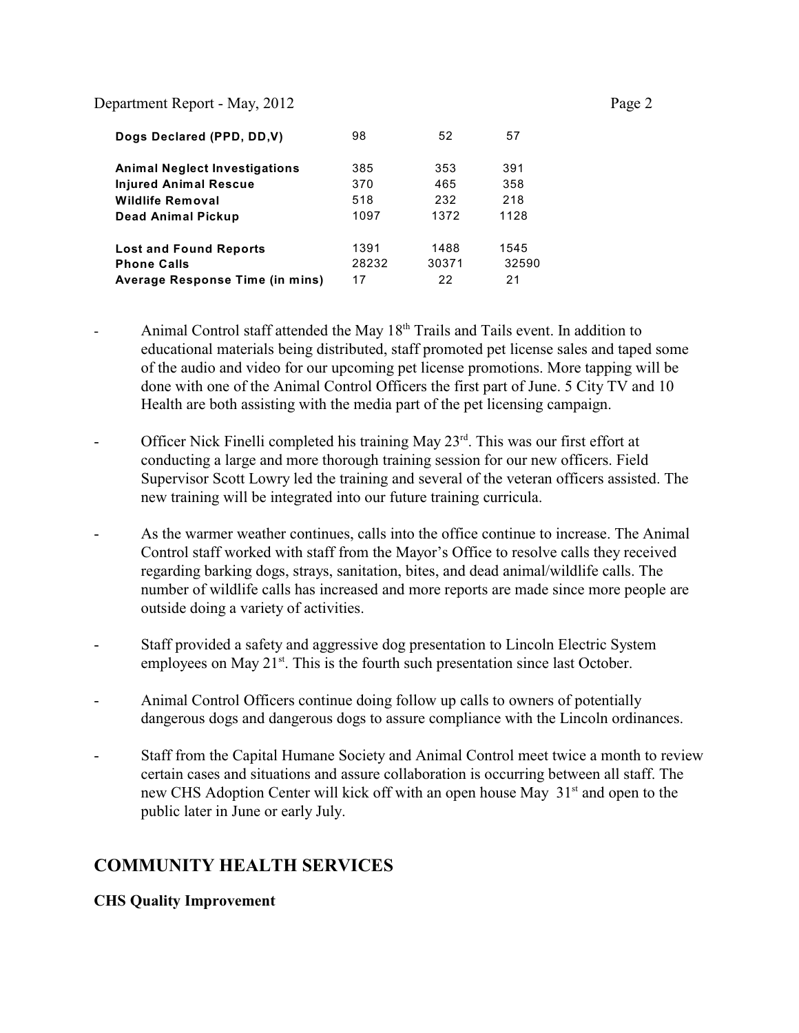| | | | |
|---|---|---|---|
| **Dogs Declared (PPD, DD,V)** | 98 | 52 | 57 |
| **Animal Neglect Investigations** | 385 | 353 | 391 |
| **Injured Animal Rescue** | 370 | 465 | 358 |
| **Wildlife Removal** | 518 | 232 | 218 |
| **Dead Animal Pickup** | 1097 | 1372 | 1128 |
| **Lost and Found Reports** | 1391 | 1488 | 1545 |
| **Phone Calls** | 28232 | 30371 | 32590 |
| **Average Response Time (in mins)** | 17 | 22 | 21 |

- Animal Control staff attended the May 18th Trails and Tails event. In addition to educational materials being distributed, staff promoted pet license sales and taped some of the audio and video for our upcoming pet license promotions. More tapping will be done with one of the Animal Control Officers the first part of June. 5 City TV and 10 Health are both assisting with the media part of the pet licensing campaign.

- Officer Nick Finelli completed his training May 23rd. This was our first effort at conducting a large and more thorough training session for our new officers. Field Supervisor Scott Lowry led the training and several of the veteran officers assisted. The new training will be integrated into our future training curricula.

- As the warmer weather continues, calls into the office continue to increase. The Animal Control staff worked with staff from the Mayor's Office to resolve calls they received regarding barking dogs, strays, sanitation, bites, and dead animal/wildlife calls. The number of wildlife calls has increased and more reports are made since more people are outside doing a variety of activities.

- Staff provided a safety and aggressive dog presentation to Lincoln Electric System employees on May 21st. This is the fourth such presentation since last October.

- Animal Control Officers continue doing follow up calls to owners of potentially dangerous dogs and dangerous dogs to assure compliance with the Lincoln ordinances.

- Staff from the Capital Humane Society and Animal Control meet twice a month to review certain cases and situations and assure collaboration is occurring between all staff. The new CHS Adoption Center will kick off with an open house May 31st and open to the public later in June or early July.

## COMMUNITY HEALTH SERVICES

**CHS Quality Improvement**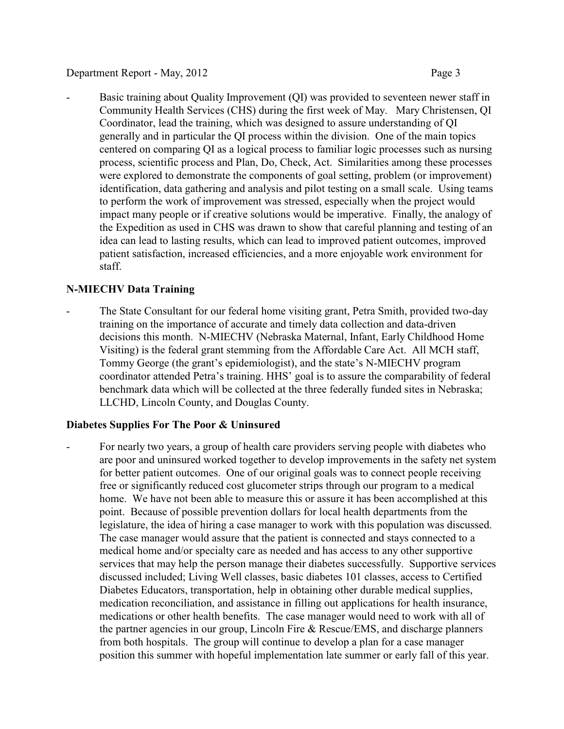- Basic training about Quality Improvement (QI) was provided to seventeen newer staff in Community Health Services (CHS) during the first week of May. Mary Christensen, QI Coordinator, lead the training, which was designed to assure understanding of QI generally and in particular the QI process within the division. One of the main topics centered on comparing QI as a logical process to familiar logic processes such as nursing process, scientific process and Plan, Do, Check, Act. Similarities among these processes were explored to demonstrate the components of goal setting, problem (or improvement) identification, data gathering and analysis and pilot testing on a small scale. Using teams to perform the work of improvement was stressed, especially when the project would impact many people or if creative solutions would be imperative. Finally, the analogy of the Expedition as used in CHS was drawn to show that careful planning and testing of an idea can lead to lasting results, which can lead to improved patient outcomes, improved patient satisfaction, increased efficiencies, and a more enjoyable work environment for staff.

**N-MIECHV Data Training**

- The State Consultant for our federal home visiting grant, Petra Smith, provided two-day training on the importance of accurate and timely data collection and data-driven decisions this month. N-MIECHV (Nebraska Maternal, Infant, Early Childhood Home Visiting) is the federal grant stemming from the Affordable Care Act. All MCH staff, Tommy George (the grant's epidemiologist), and the state's N-MIECHV program coordinator attended Petra's training. HHS' goal is to assure the comparability of federal benchmark data which will be collected at the three federally funded sites in Nebraska; LLCHD, Lincoln County, and Douglas County.

**Diabetes Supplies For The Poor & Uninsured**

- For nearly two years, a group of health care providers serving people with diabetes who are poor and uninsured worked together to develop improvements in the safety net system for better patient outcomes. One of our original goals was to connect people receiving free or significantly reduced cost glucometer strips through our program to a medical home. We have not been able to measure this or assure it has been accomplished at this point. Because of possible prevention dollars for local health departments from the legislature, the idea of hiring a case manager to work with this population was discussed. The case manager would assure that the patient is connected and stays connected to a medical home and/or specialty care as needed and has access to any other supportive services that may help the person manage their diabetes successfully. Supportive services discussed included; Living Well classes, basic diabetes 101 classes, access to Certified Diabetes Educators, transportation, help in obtaining other durable medical supplies, medication reconciliation, and assistance in filling out applications for health insurance, medications or other health benefits. The case manager would need to work with all of the partner agencies in our group, Lincoln Fire & Rescue/EMS, and discharge planners from both hospitals. The group will continue to develop a plan for a case manager position this summer with hopeful implementation late summer or early fall of this year.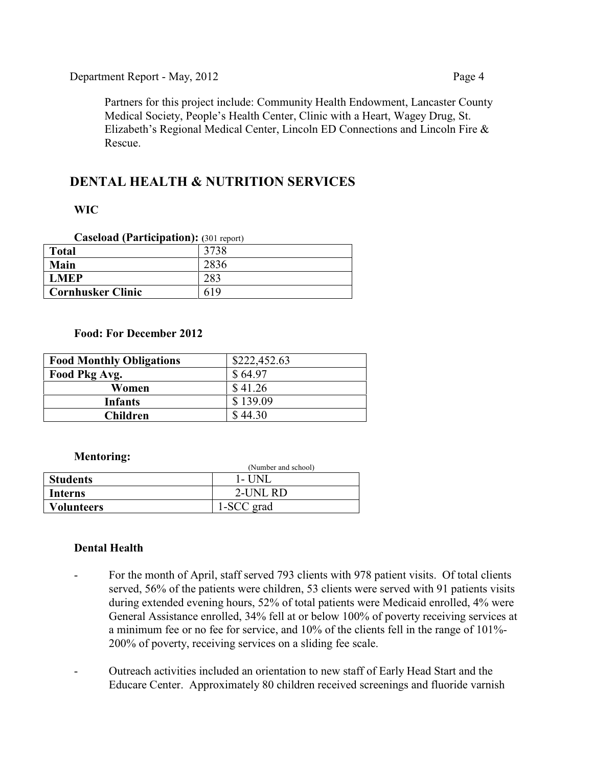Partners for this project include: Community Health Endowment, Lancaster County Medical Society, People's Health Center, Clinic with a Heart, Wagey Drug, St. Elizabeth's Regional Medical Center, Lincoln ED Connections and Lincoln Fire & Rescue.

## DENTAL HEALTH & NUTRITION SERVICES

### WIC

**Caseload (Participation):** (301 report)

| | |
|---|---|
| **Total** | 3738 |
| **Main** | 2836 |
| **LMEP** | 283 |
| **Cornhusker Clinic** | 619 |

**Food: For December 2012**

| | |
|---|---|
| **Food Monthly Obligations** | $222,452.63 |
| **Food Pkg Avg.** | $ 64.97 |
| **Women** | $ 41.26 |
| **Infants** | $ 139.09 |
| **Children** | $ 44.30 |

**Mentoring:**

| | (Number and school) |
|---|---|
| **Students** | 1- UNL |
| **Interns** | 2-UNL RD |
| **Volunteers** | 1-SCC grad |

### Dental Health

- For the month of April, staff served 793 clients with 978 patient visits. Of total clients served, 56% of the patients were children, 53 clients were served with 91 patients visits during extended evening hours, 52% of total patients were Medicaid enrolled, 4% were General Assistance enrolled, 34% fell at or below 100% of poverty receiving services at a minimum fee or no fee for service, and 10% of the clients fell in the range of 101%-200% of poverty, receiving services on a sliding fee scale.

- Outreach activities included an orientation to new staff of Early Head Start and the Educare Center. Approximately 80 children received screenings and fluoride varnish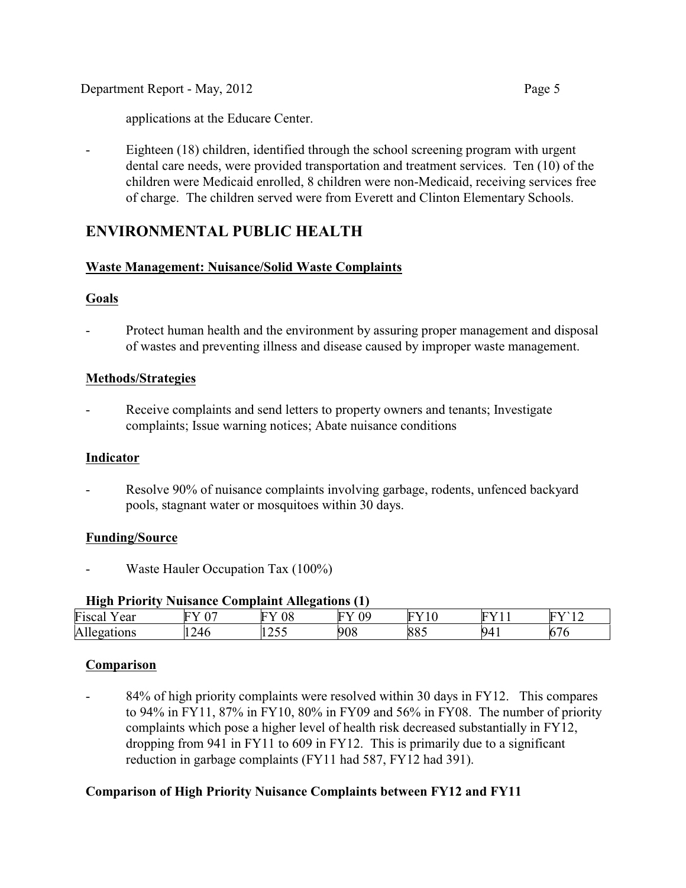applications at the Educare Center.

- Eighteen (18) children, identified through the school screening program with urgent dental care needs, were provided transportation and treatment services. Ten (10) of the children were Medicaid enrolled, 8 children were non-Medicaid, receiving services free of charge. The children served were from Everett and Clinton Elementary Schools.

## ENVIRONMENTAL PUBLIC HEALTH

### Waste Management: Nuisance/Solid Waste Complaints

**Goals**

- Protect human health and the environment by assuring proper management and disposal of wastes and preventing illness and disease caused by improper waste management.

**Methods/Strategies**

- Receive complaints and send letters to property owners and tenants; Investigate complaints; Issue warning notices; Abate nuisance conditions

**Indicator**

- Resolve 90% of nuisance complaints involving garbage, rodents, unfenced backyard pools, stagnant water or mosquitoes within 30 days.

**Funding/Source**

- Waste Hauler Occupation Tax (100%)

**High Priority Nuisance Complaint Allegations (1)**

| Fiscal Year | FY 07 | FY 08 | FY 09 | FY10 | FY11 | FY`12 |
|---|---|---|---|---|---|---|
| Allegations | 1246 | 1255 | 908 | 885 | 941 | 676 |

**Comparison**

- 84% of high priority complaints were resolved within 30 days in FY12. This compares to 94% in FY11, 87% in FY10, 80% in FY09 and 56% in FY08. The number of priority complaints which pose a higher level of health risk decreased substantially in FY12, dropping from 941 in FY11 to 609 in FY12. This is primarily due to a significant reduction in garbage complaints (FY11 had 587, FY12 had 391).

**Comparison of High Priority Nuisance Complaints between FY12 and FY11**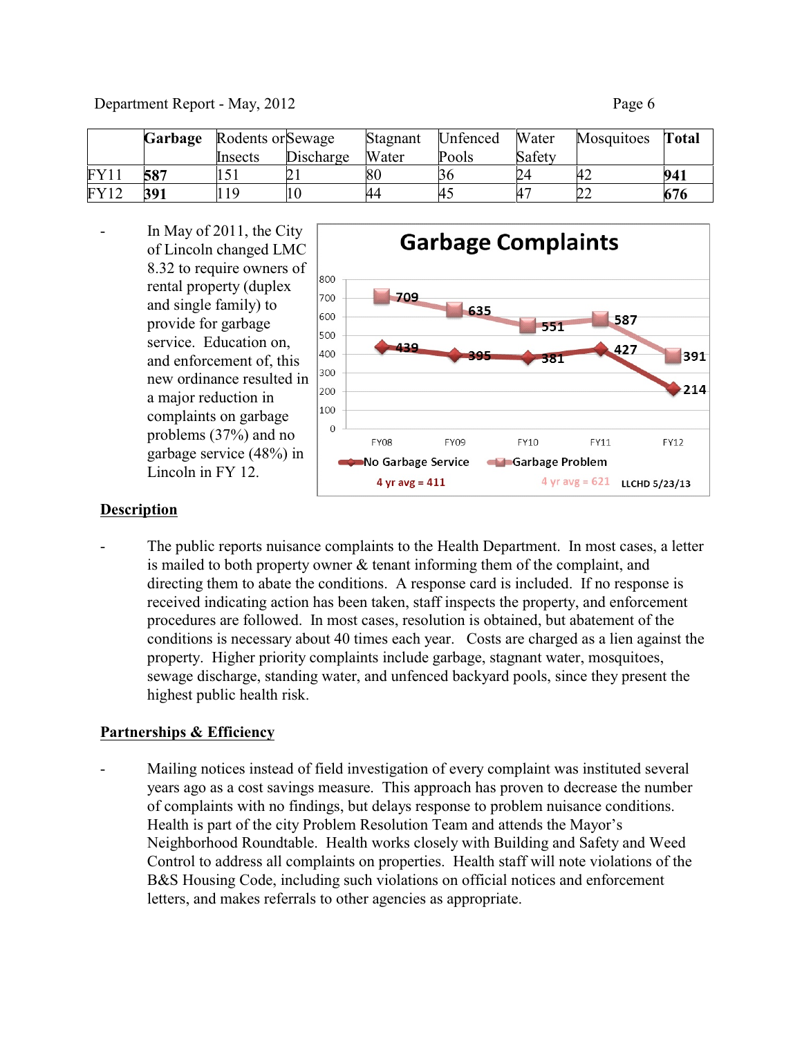| | **Garbage** | Rodents or Insects | Sewage Discharge | Stagnant Water | Unfenced Pools | Water Safety | Mosquitoes | **Total** |
|---|---|---|---|---|---|---|---|---|
| FY11 | **587** | 151 | 21 | 80 | 36 | 24 | 42 | **941** |
| FY12 | **391** | 119 | 10 | 44 | 45 | 47 | 22 | **676** |

- In May of 2011, the City of Lincoln changed LMC 8.32 to require owners of rental property (duplex and single family) to provide for garbage service. Education on, and enforcement of, this new ordinance resulted in a major reduction in complaints on garbage problems (37%) and no garbage service (48%) in Lincoln in FY 12.

**Garbage Complaints**

| | FY08 | FY09 | FY10 | FY11 | FY12 |
|---|---|---|---|---|---|
| No Garbage Service | 439 | 395 | 381 | 427 | 214 |
| Garbage Problem | 709 | 635 | 551 | 587 | 391 |

No Garbage Service: 4 yr avg = 411; Garbage Problem: 4 yr avg = 621. LLCHD 5/23/13

## Description

- The public reports nuisance complaints to the Health Department. In most cases, a letter is mailed to both property owner & tenant informing them of the complaint, and directing them to abate the conditions. A response card is included. If no response is received indicating action has been taken, staff inspects the property, and enforcement procedures are followed. In most cases, resolution is obtained, but abatement of the conditions is necessary about 40 times each year. Costs are charged as a lien against the property. Higher priority complaints include garbage, stagnant water, mosquitoes, sewage discharge, standing water, and unfenced backyard pools, since they present the highest public health risk.

## Partnerships & Efficiency

- Mailing notices instead of field investigation of every complaint was instituted several years ago as a cost savings measure. This approach has proven to decrease the number of complaints with no findings, but delays response to problem nuisance conditions. Health is part of the city Problem Resolution Team and attends the Mayor's Neighborhood Roundtable. Health works closely with Building and Safety and Weed Control to address all complaints on properties. Health staff will note violations of the B&S Housing Code, including such violations on official notices and enforcement letters, and makes referrals to other agencies as appropriate.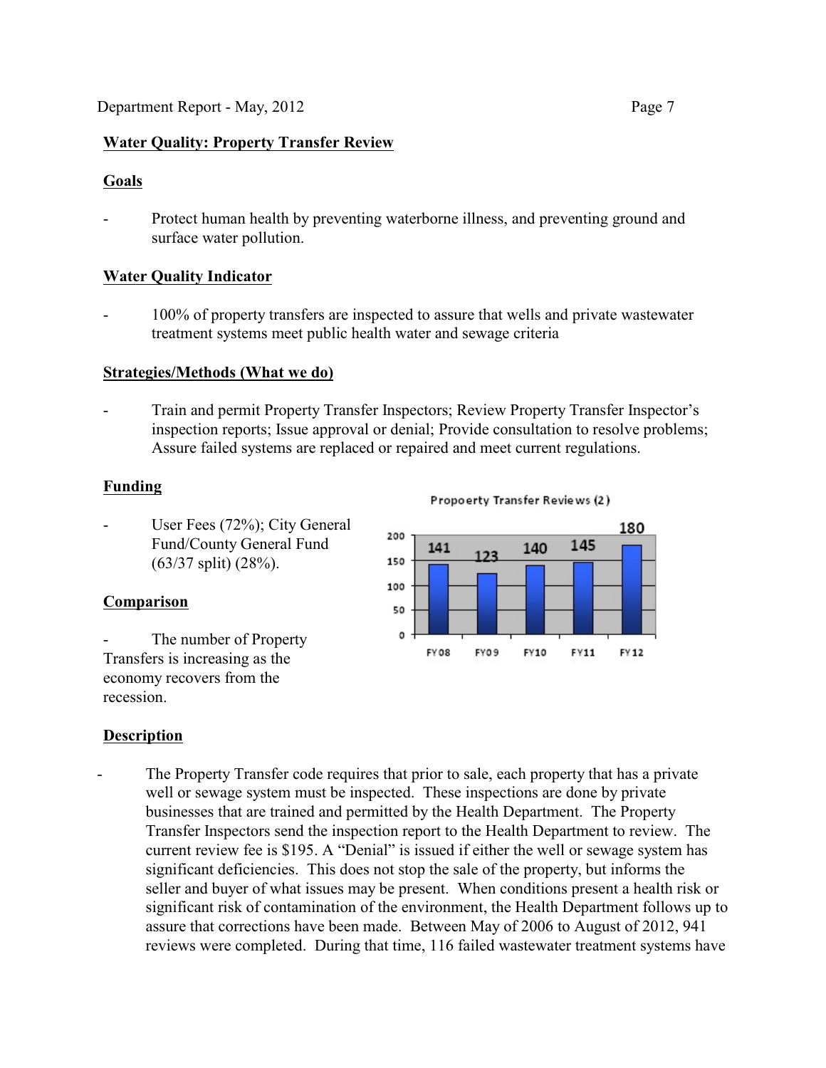## Water Quality: Property Transfer Review

### Goals

- Protect human health by preventing waterborne illness, and preventing ground and surface water pollution.

### Water Quality Indicator

- 100% of property transfers are inspected to assure that wells and private wastewater treatment systems meet public health water and sewage criteria

### Strategies/Methods (What we do)

- Train and permit Property Transfer Inspectors; Review Property Transfer Inspector's inspection reports; Issue approval or denial; Provide consultation to resolve problems; Assure failed systems are replaced or repaired and meet current regulations.

### Funding

- User Fees (72%); City General Fund/County General Fund (63/37 split) (28%).

### Comparison

- The number of Property Transfers is increasing as the economy recovers from the recession.

Propoerty Transfer Reviews (2)

| FY08 | FY09 | FY10 | FY11 | FY12 |
|---|---|---|---|---|
| 141 | 123 | 140 | 145 | 180 |

### Description

- The Property Transfer code requires that prior to sale, each property that has a private well or sewage system must be inspected. These inspections are done by private businesses that are trained and permitted by the Health Department. The Property Transfer Inspectors send the inspection report to the Health Department to review. The current review fee is $195. A "Denial" is issued if either the well or sewage system has significant deficiencies. This does not stop the sale of the property, but informs the seller and buyer of what issues may be present. When conditions present a health risk or significant risk of contamination of the environment, the Health Department follows up to assure that corrections have been made. Between May of 2006 to August of 2012, 941 reviews were completed. During that time, 116 failed wastewater treatment systems have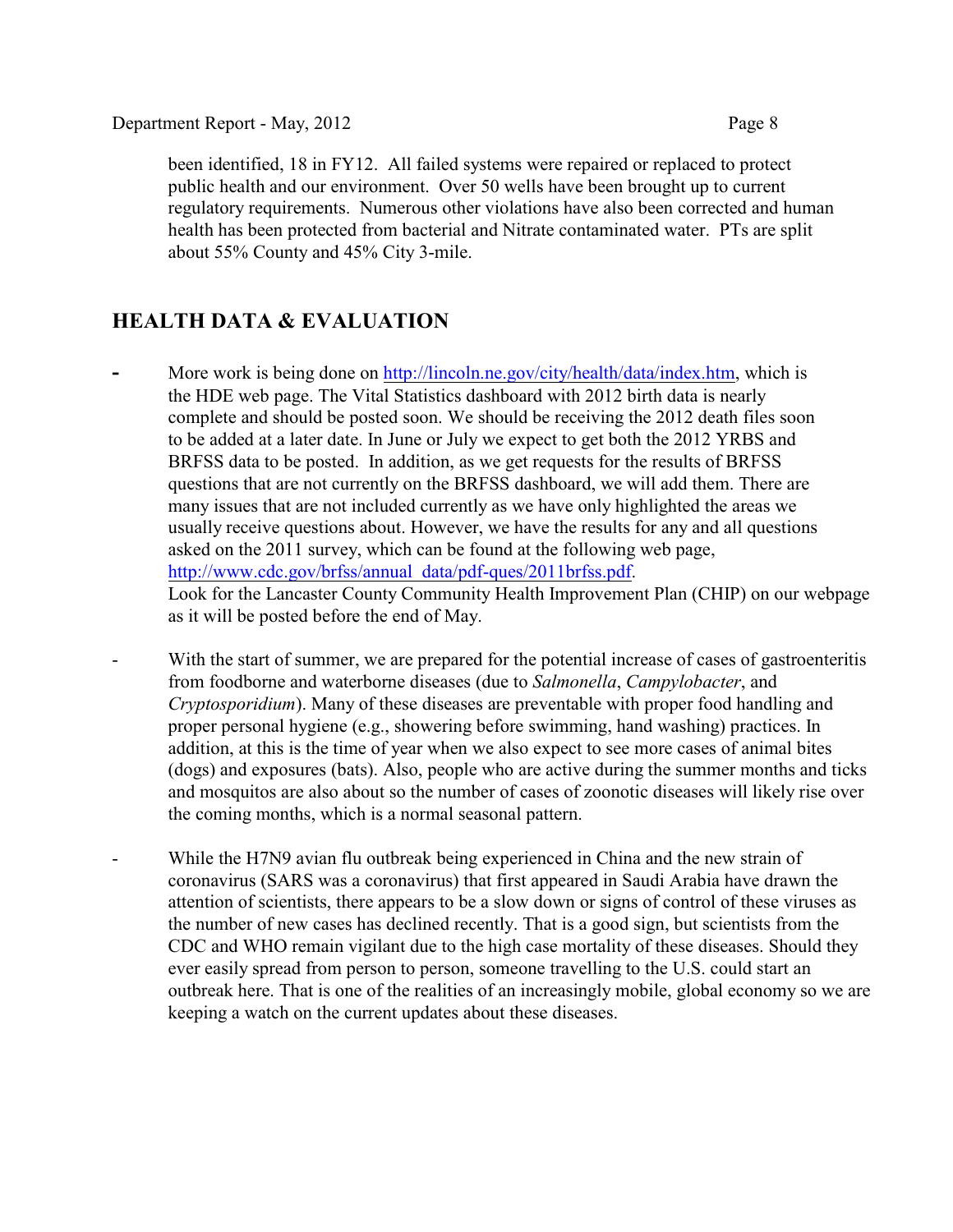been identified, 18 in FY12. All failed systems were repaired or replaced to protect public health and our environment. Over 50 wells have been brought up to current regulatory requirements. Numerous other violations have also been corrected and human health has been protected from bacterial and Nitrate contaminated water. PTs are split about 55% County and 45% City 3-mile.

## HEALTH DATA & EVALUATION

- More work is being done on http://lincoln.ne.gov/city/health/data/index.htm, which is the HDE web page. The Vital Statistics dashboard with 2012 birth data is nearly complete and should be posted soon. We should be receiving the 2012 death files soon to be added at a later date. In June or July we expect to get both the 2012 YRBS and BRFSS data to be posted. In addition, as we get requests for the results of BRFSS questions that are not currently on the BRFSS dashboard, we will add them. There are many issues that are not included currently as we have only highlighted the areas we usually receive questions about. However, we have the results for any and all questions asked on the 2011 survey, which can be found at the following web page, http://www.cdc.gov/brfss/annual_data/pdf-ques/2011brfss.pdf.
  Look for the Lancaster County Community Health Improvement Plan (CHIP) on our webpage as it will be posted before the end of May.

- With the start of summer, we are prepared for the potential increase of cases of gastroenteritis from foodborne and waterborne diseases (due to *Salmonella*, *Campylobacter*, and *Cryptosporidium*). Many of these diseases are preventable with proper food handling and proper personal hygiene (e.g., showering before swimming, hand washing) practices. In addition, at this is the time of year when we also expect to see more cases of animal bites (dogs) and exposures (bats). Also, people who are active during the summer months and ticks and mosquitos are also about so the number of cases of zoonotic diseases will likely rise over the coming months, which is a normal seasonal pattern.

- While the H7N9 avian flu outbreak being experienced in China and the new strain of coronavirus (SARS was a coronavirus) that first appeared in Saudi Arabia have drawn the attention of scientists, there appears to be a slow down or signs of control of these viruses as the number of new cases has declined recently. That is a good sign, but scientists from the CDC and WHO remain vigilant due to the high case mortality of these diseases. Should they ever easily spread from person to person, someone travelling to the U.S. could start an outbreak here. That is one of the realities of an increasingly mobile, global economy so we are keeping a watch on the current updates about these diseases.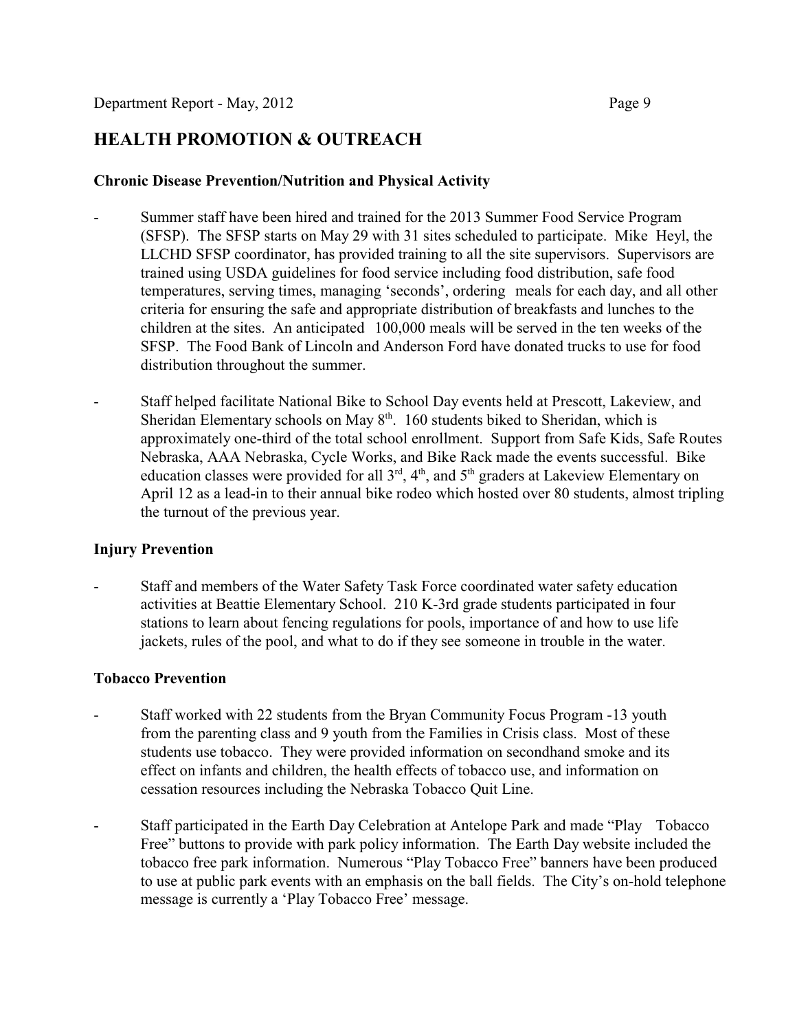## HEALTH PROMOTION & OUTREACH

### Chronic Disease Prevention/Nutrition and Physical Activity

- Summer staff have been hired and trained for the 2013 Summer Food Service Program (SFSP). The SFSP starts on May 29 with 31 sites scheduled to participate. Mike Heyl, the LLCHD SFSP coordinator, has provided training to all the site supervisors. Supervisors are trained using USDA guidelines for food service including food distribution, safe food temperatures, serving times, managing 'seconds', ordering meals for each day, and all other criteria for ensuring the safe and appropriate distribution of breakfasts and lunches to the children at the sites. An anticipated 100,000 meals will be served in the ten weeks of the SFSP. The Food Bank of Lincoln and Anderson Ford have donated trucks to use for food distribution throughout the summer.

- Staff helped facilitate National Bike to School Day events held at Prescott, Lakeview, and Sheridan Elementary schools on May 8th. 160 students biked to Sheridan, which is approximately one-third of the total school enrollment. Support from Safe Kids, Safe Routes Nebraska, AAA Nebraska, Cycle Works, and Bike Rack made the events successful. Bike education classes were provided for all 3rd, 4th, and 5th graders at Lakeview Elementary on April 12 as a lead-in to their annual bike rodeo which hosted over 80 students, almost tripling the turnout of the previous year.

### Injury Prevention

- Staff and members of the Water Safety Task Force coordinated water safety education activities at Beattie Elementary School. 210 K-3rd grade students participated in four stations to learn about fencing regulations for pools, importance of and how to use life jackets, rules of the pool, and what to do if they see someone in trouble in the water.

### Tobacco Prevention

- Staff worked with 22 students from the Bryan Community Focus Program -13 youth from the parenting class and 9 youth from the Families in Crisis class. Most of these students use tobacco. They were provided information on secondhand smoke and its effect on infants and children, the health effects of tobacco use, and information on cessation resources including the Nebraska Tobacco Quit Line.

- Staff participated in the Earth Day Celebration at Antelope Park and made "Play Tobacco Free" buttons to provide with park policy information. The Earth Day website included the tobacco free park information. Numerous "Play Tobacco Free" banners have been produced to use at public park events with an emphasis on the ball fields. The City's on-hold telephone message is currently a 'Play Tobacco Free' message.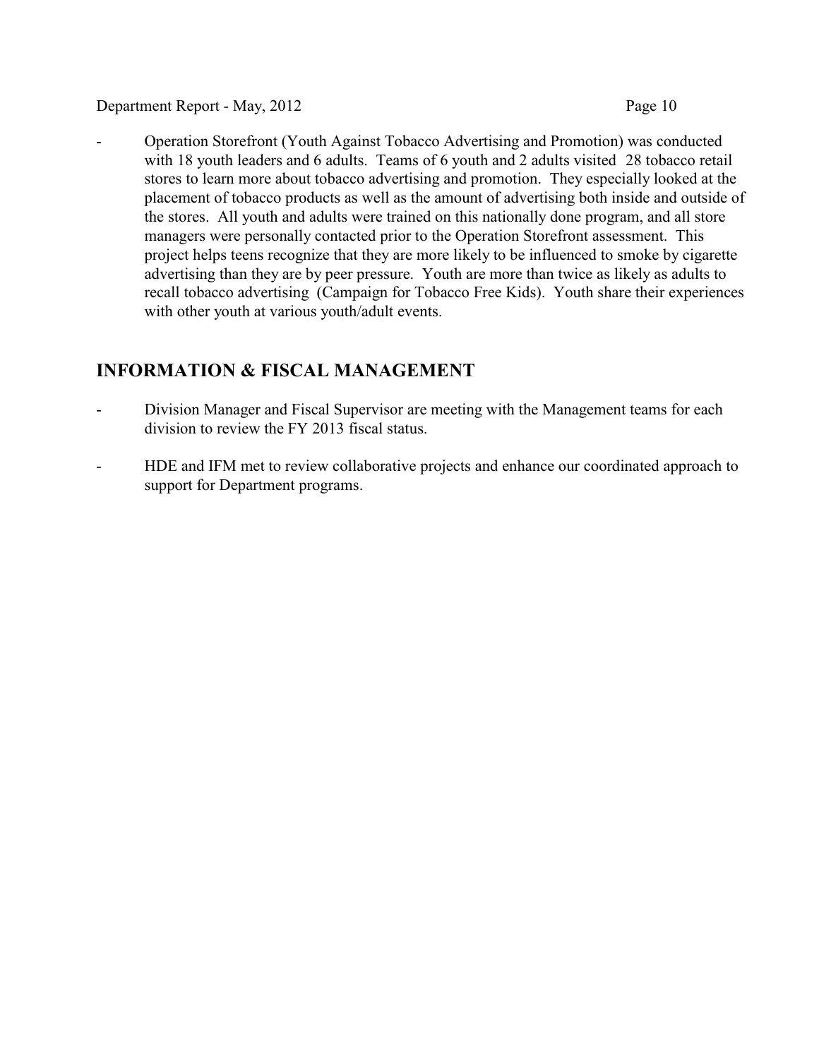- Operation Storefront (Youth Against Tobacco Advertising and Promotion) was conducted with 18 youth leaders and 6 adults. Teams of 6 youth and 2 adults visited 28 tobacco retail stores to learn more about tobacco advertising and promotion. They especially looked at the placement of tobacco products as well as the amount of advertising both inside and outside of the stores. All youth and adults were trained on this nationally done program, and all store managers were personally contacted prior to the Operation Storefront assessment. This project helps teens recognize that they are more likely to be influenced to smoke by cigarette advertising than they are by peer pressure. Youth are more than twice as likely as adults to recall tobacco advertising (Campaign for Tobacco Free Kids). Youth share their experiences with other youth at various youth/adult events.

## INFORMATION & FISCAL MANAGEMENT

- Division Manager and Fiscal Supervisor are meeting with the Management teams for each division to review the FY 2013 fiscal status.
- HDE and IFM met to review collaborative projects and enhance our coordinated approach to support for Department programs.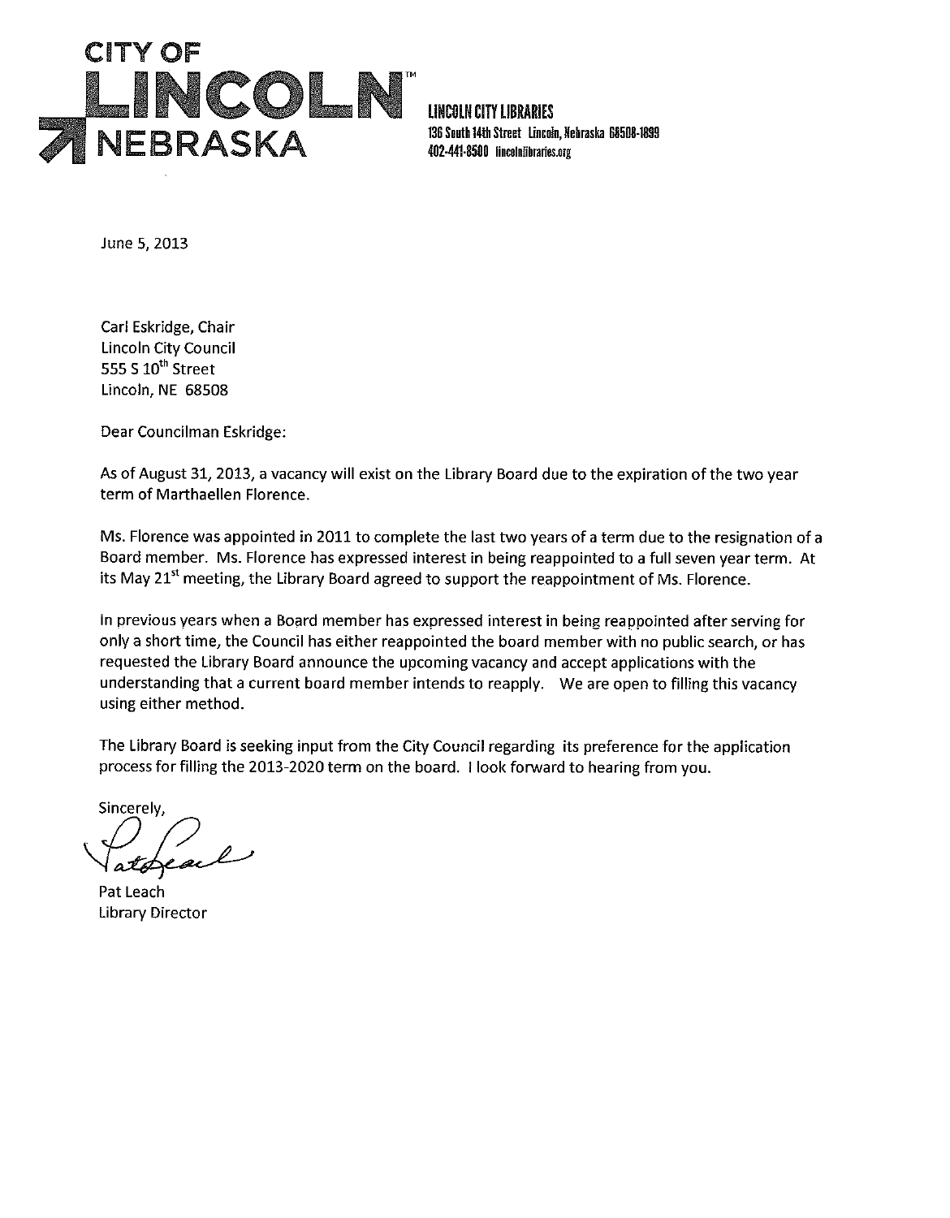**CITY OF LINCOLN NEBRASKA**

**LINCOLN CITY LIBRARIES**
136 South 14th Street Lincoln, Nebraska 68508-1899
402-441-8500 lincolnlibraries.org

June 5, 2013

Carl Eskridge, Chair
Lincoln City Council
555 S 10th Street
Lincoln, NE 68508

Dear Councilman Eskridge:

As of August 31, 2013, a vacancy will exist on the Library Board due to the expiration of the two year term of Marthaellen Florence.

Ms. Florence was appointed in 2011 to complete the last two years of a term due to the resignation of a Board member. Ms. Florence has expressed interest in being reappointed to a full seven year term. At its May 21st meeting, the Library Board agreed to support the reappointment of Ms. Florence.

In previous years when a Board member has expressed interest in being reappointed after serving for only a short time, the Council has either reappointed the board member with no public search, or has requested the Library Board announce the upcoming vacancy and accept applications with the understanding that a current board member intends to reapply. We are open to filling this vacancy using either method.

The Library Board is seeking input from the City Council regarding its preference for the application process for filling the 2013-2020 term on the board. I look forward to hearing from you.

Sincerely,

Pat Leach
Library Director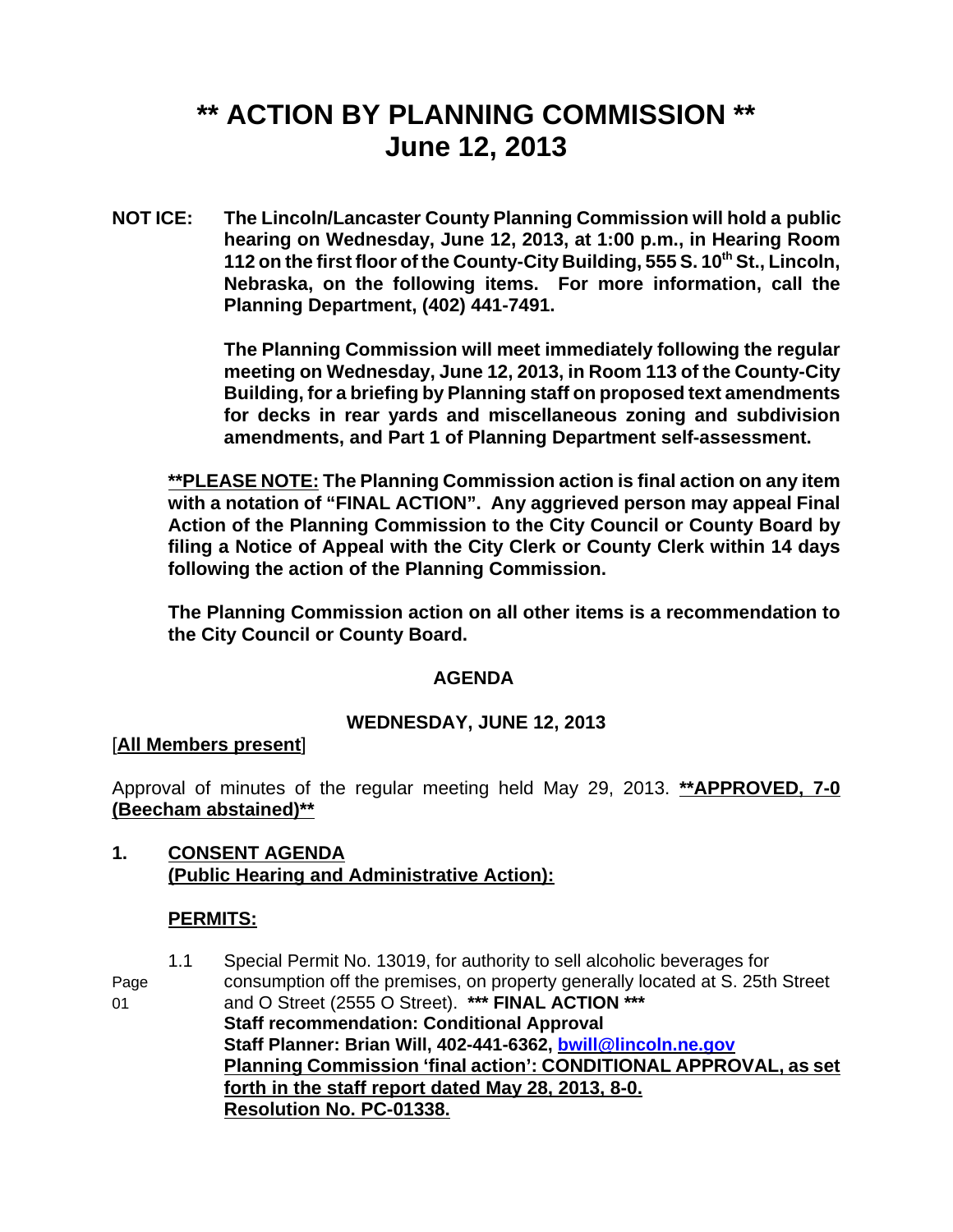# ** ACTION BY PLANNING COMMISSION **
# June 12, 2013

**NOT ICE: The Lincoln/Lancaster County Planning Commission will hold a public hearing on Wednesday, June 12, 2013, at 1:00 p.m., in Hearing Room 112 on the first floor of the County-City Building, 555 S. 10th St., Lincoln, Nebraska, on the following items. For more information, call the Planning Department, (402) 441-7491.**

**The Planning Commission will meet immediately following the regular meeting on Wednesday, June 12, 2013, in Room 113 of the County-City Building, for a briefing by Planning staff on proposed text amendments for decks in rear yards and miscellaneous zoning and subdivision amendments, and Part 1 of Planning Department self-assessment.**

**<u>**PLEASE NOTE:</u> The Planning Commission action is final action on any item with a notation of "FINAL ACTION". Any aggrieved person may appeal Final Action of the Planning Commission to the City Council or County Board by filing a Notice of Appeal with the City Clerk or County Clerk within 14 days following the action of the Planning Commission.**

**The Planning Commission action on all other items is a recommendation to the City Council or County Board.**

**AGENDA**

**WEDNESDAY, JUNE 12, 2013**

[**<u>All Members present</u>**]

Approval of minutes of the regular meeting held May 29, 2013. **<u>**APPROVED, 7-0 (Beecham abstained)**</u>**

**1. <u>CONSENT AGENDA</u>**
**<u>(Public Hearing and Administrative Action):</u>**

**<u>PERMITS:</u>**

Page 01

1.1 Special Permit No. 13019, for authority to sell alcoholic beverages for consumption off the premises, on property generally located at S. 25th Street and O Street (2555 O Street). **\*\*\* FINAL ACTION \*\*\***
**Staff recommendation: Conditional Approval**
**Staff Planner: Brian Will, 402-441-6362, <u>bwill@lincoln.ne.gov</u>**
**<u>Planning Commission 'final action': CONDITIONAL APPROVAL, as set forth in the staff report dated May 28, 2013, 8-0.</u>**
**<u>Resolution No. PC-01338.</u>**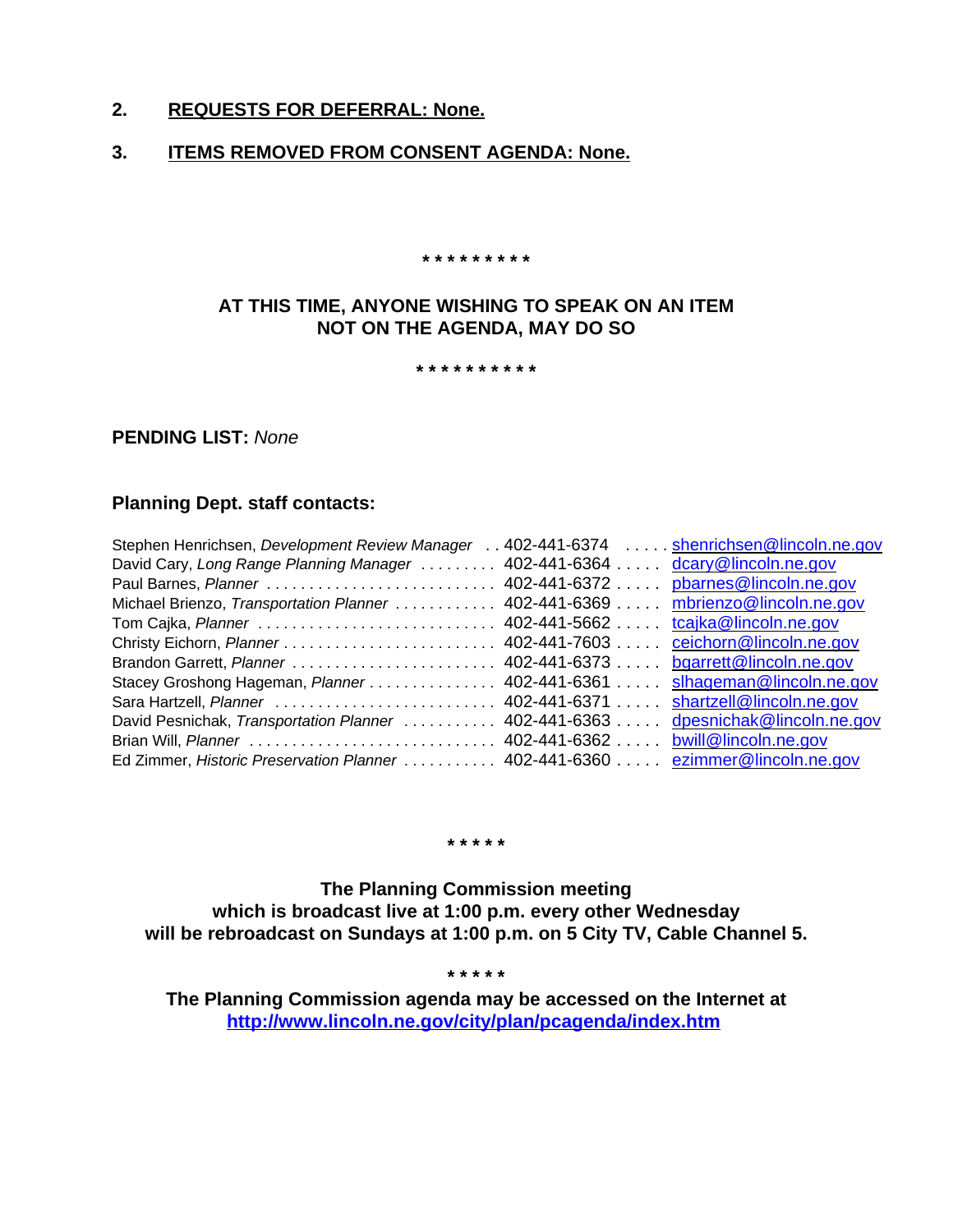**2. <u>REQUESTS FOR DEFERRAL: None.</u>**

**3. <u>ITEMS REMOVED FROM CONSENT AGENDA: None.</u>**

**\* \* \* \* \* \* \* \* \***

**AT THIS TIME, ANYONE WISHING TO SPEAK ON AN ITEM NOT ON THE AGENDA, MAY DO SO**

**\* \* \* \* \* \* \* \* \* \***

**PENDING LIST:** *None*

### Planning Dept. staff contacts:

| Name | Phone | Email |
|---|---|---|
| Stephen Henrichsen, *Development Review Manager* | 402-441-6374 | shenrichsen@lincoln.ne.gov |
| David Cary, *Long Range Planning Manager* | 402-441-6364 | dcary@lincoln.ne.gov |
| Paul Barnes, *Planner* | 402-441-6372 | pbarnes@lincoln.ne.gov |
| Michael Brienzo, *Transportation Planner* | 402-441-6369 | mbrienzo@lincoln.ne.gov |
| Tom Cajka, *Planner* | 402-441-5662 | tcajka@lincoln.ne.gov |
| Christy Eichorn, *Planner* | 402-441-7603 | ceichorn@lincoln.ne.gov |
| Brandon Garrett, *Planner* | 402-441-6373 | bgarrett@lincoln.ne.gov |
| Stacey Groshong Hageman, *Planner* | 402-441-6361 | slhageman@lincoln.ne.gov |
| Sara Hartzell, *Planner* | 402-441-6371 | shartzell@lincoln.ne.gov |
| David Pesnichak, *Transportation Planner* | 402-441-6363 | dpesnichak@lincoln.ne.gov |
| Brian Will, *Planner* | 402-441-6362 | bwill@lincoln.ne.gov |
| Ed Zimmer, *Historic Preservation Planner* | 402-441-6360 | ezimmer@lincoln.ne.gov |

**\* \* \* \* \***

**The Planning Commission meeting which is broadcast live at 1:00 p.m. every other Wednesday will be rebroadcast on Sundays at 1:00 p.m. on 5 City TV, Cable Channel 5.**

**\* \* \* \* \***

**The Planning Commission agenda may be accessed on the Internet at http://www.lincoln.ne.gov/city/plan/pcagenda/index.htm**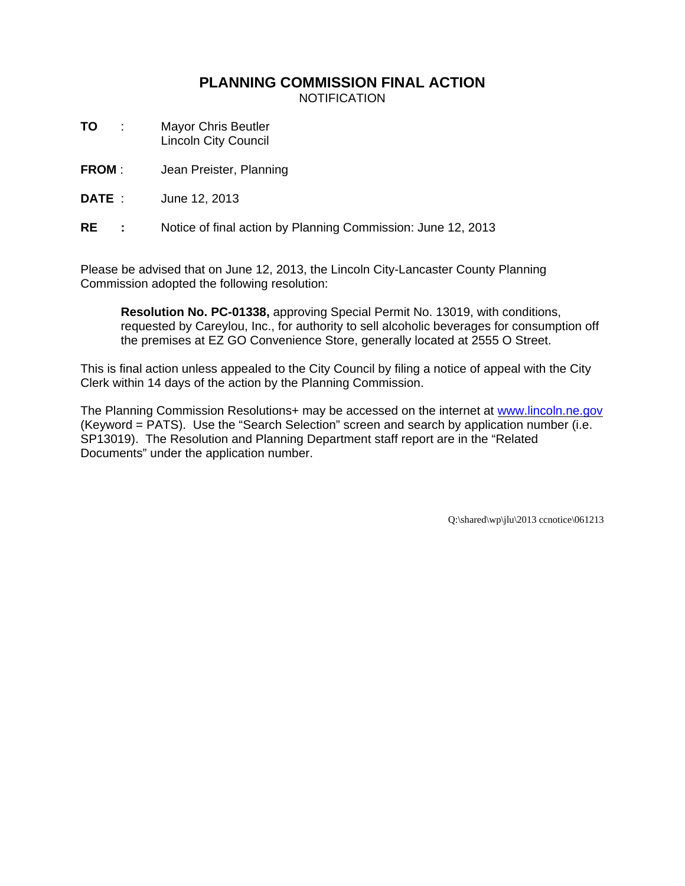# PLANNING COMMISSION FINAL ACTION

NOTIFICATION

**TO** : Mayor Chris Beutler
Lincoln City Council

**FROM** : Jean Preister, Planning

**DATE** : June 12, 2013

**RE** : Notice of final action by Planning Commission: June 12, 2013

Please be advised that on June 12, 2013, the Lincoln City-Lancaster County Planning Commission adopted the following resolution:

> **Resolution No. PC-01338,** approving Special Permit No. 13019, with conditions, requested by Careylou, Inc., for authority to sell alcoholic beverages for consumption off the premises at EZ GO Convenience Store, generally located at 2555 O Street.

This is final action unless appealed to the City Council by filing a notice of appeal with the City Clerk within 14 days of the action by the Planning Commission.

The Planning Commission Resolutions+ may be accessed on the internet at www.lincoln.ne.gov (Keyword = PATS). Use the "Search Selection" screen and search by application number (i.e. SP13019). The Resolution and Planning Department staff report are in the "Related Documents" under the application number.

Q:\shared\wp\jlu\2013 ccnotice\061213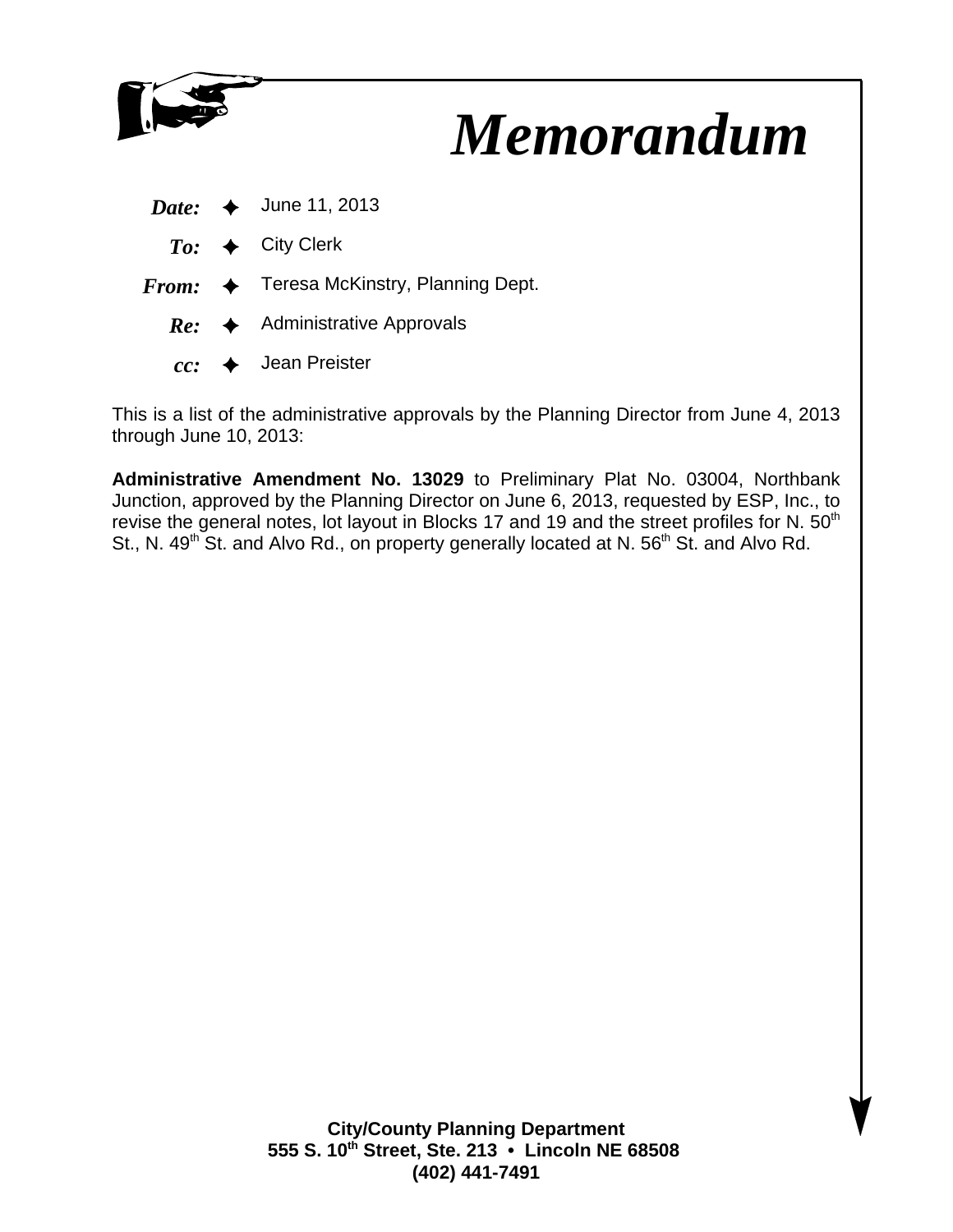# *Memorandum*

**Date:** June 11, 2013

**To:** City Clerk

**From:** Teresa McKinstry, Planning Dept.

**Re:** Administrative Approvals

**cc:** Jean Preister

This is a list of the administrative approvals by the Planning Director from June 4, 2013 through June 10, 2013:

**Administrative Amendment No. 13029** to Preliminary Plat No. 03004, Northbank Junction, approved by the Planning Director on June 6, 2013, requested by ESP, Inc., to revise the general notes, lot layout in Blocks 17 and 19 and the street profiles for N. 50th St., N. 49th St. and Alvo Rd., on property generally located at N. 56th St. and Alvo Rd.

**City/County Planning Department**
**555 S. 10th Street, Ste. 213 • Lincoln NE 68508**
**(402) 441-7491**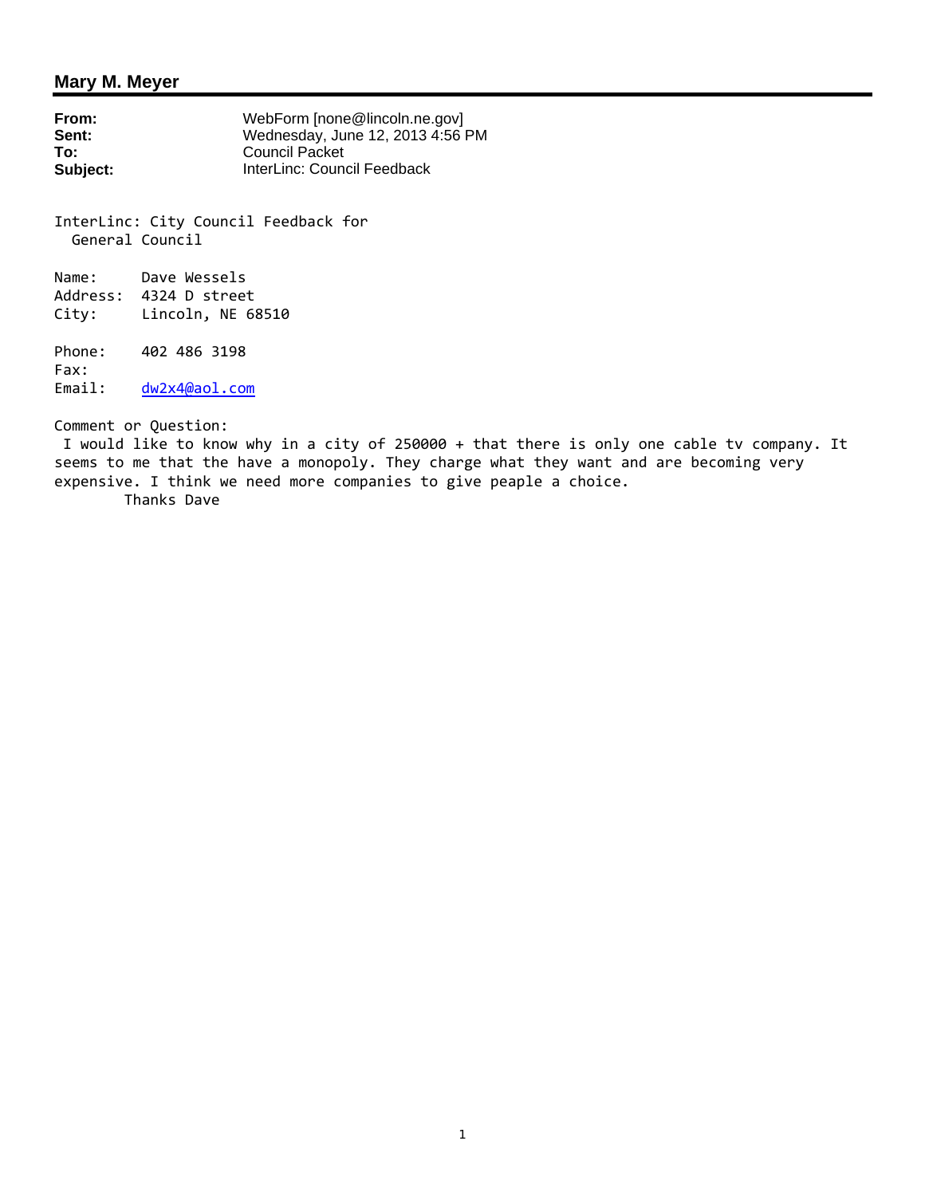## Mary M. Meyer

**From:** WebForm [none@lincoln.ne.gov]
**Sent:** Wednesday, June 12, 2013 4:56 PM
**To:** Council Packet
**Subject:** InterLinc: Council Feedback

InterLinc: City Council Feedback for
General Council

Name: Dave Wessels
Address: 4324 D street
City: Lincoln, NE 68510

Phone: 402 486 3198
Fax:
Email: dw2x4@aol.com

Comment or Question:
I would like to know why in a city of 250000 + that there is only one cable tv company. It seems to me that the have a monopoly. They charge what they want and are becoming very expensive. I think we need more companies to give peaple a choice.
Thanks Dave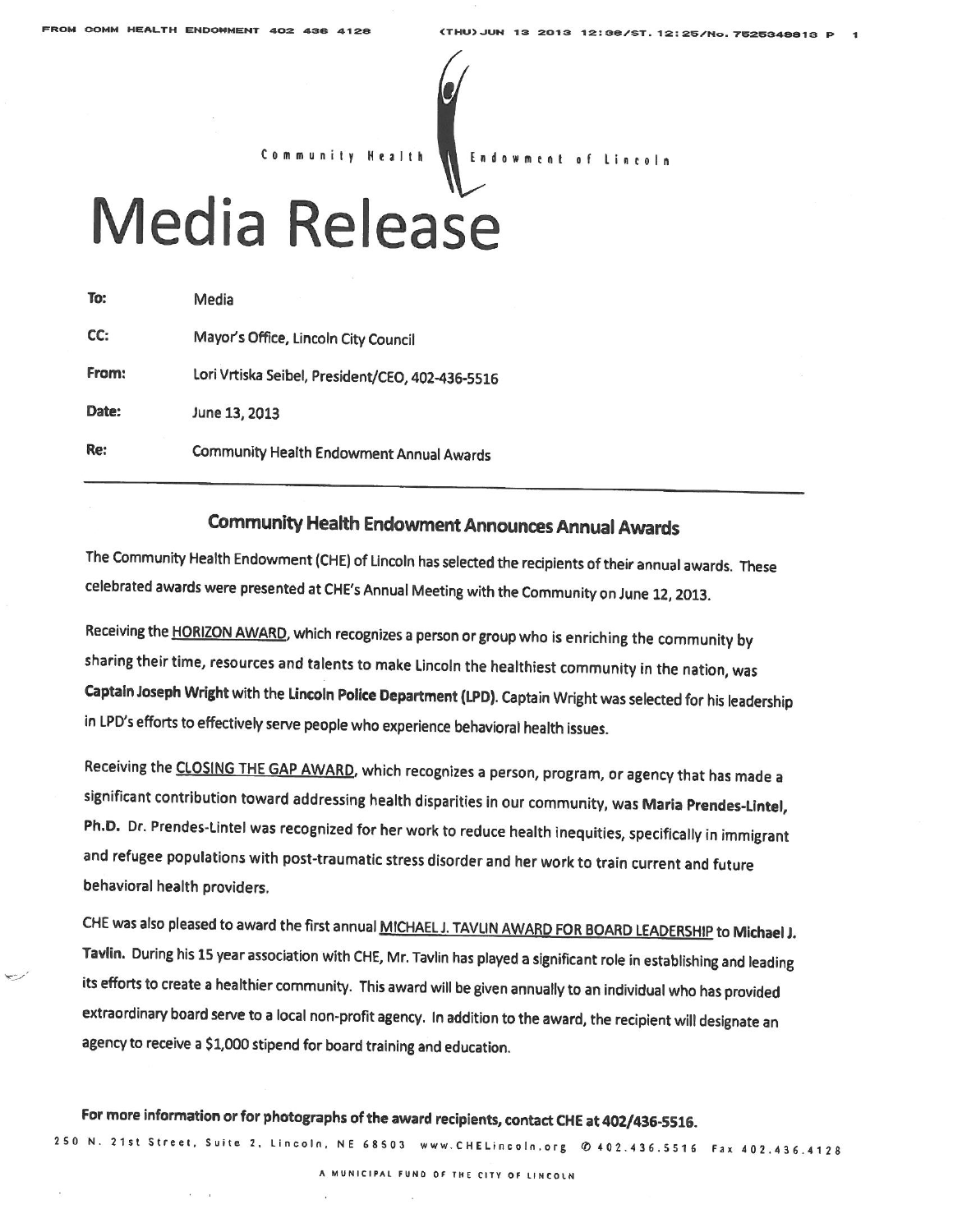Community Health Endowment of Lincoln

# Media Release

| | |
|---|---|
| **To:** | Media |
| **CC:** | Mayor's Office, Lincoln City Council |
| **From:** | Lori Vrtiska Seibel, President/CEO, 402-436-5516 |
| **Date:** | June 13, 2013 |
| **Re:** | Community Health Endowment Annual Awards |

## Community Health Endowment Announces Annual Awards

The Community Health Endowment (CHE) of Lincoln has selected the recipients of their annual awards. These celebrated awards were presented at CHE's Annual Meeting with the Community on June 12, 2013.

Receiving the HORIZON AWARD, which recognizes a person or group who is enriching the community by sharing their time, resources and talents to make Lincoln the healthiest community in the nation, was **Captain Joseph Wright** with the **Lincoln Police Department (LPD)**. Captain Wright was selected for his leadership in LPD's efforts to effectively serve people who experience behavioral health issues.

Receiving the CLOSING THE GAP AWARD, which recognizes a person, program, or agency that has made a significant contribution toward addressing health disparities in our community, was **Maria Prendes-Lintel, Ph.D.** Dr. Prendes-Lintel was recognized for her work to reduce health inequities, specifically in immigrant and refugee populations with post-traumatic stress disorder and her work to train current and future behavioral health providers.

CHE was also pleased to award the first annual MICHAEL J. TAVLIN AWARD FOR BOARD LEADERSHIP to **Michael J. Tavlin.** During his 15 year association with CHE, Mr. Tavlin has played a significant role in establishing and leading its efforts to create a healthier community. This award will be given annually to an individual who has provided extraordinary board serve to a local non-profit agency. In addition to the award, the recipient will designate an agency to receive a $1,000 stipend for board training and education.

**For more information or for photographs of the award recipients, contact CHE at 402/436-5516.**

250 N. 21st Street, Suite 2, Lincoln, NE 68503 www.CHELincoln.org ✆ 402.436.5516 Fax 402.436.4128

A MUNICIPAL FUND OF THE CITY OF LINCOLN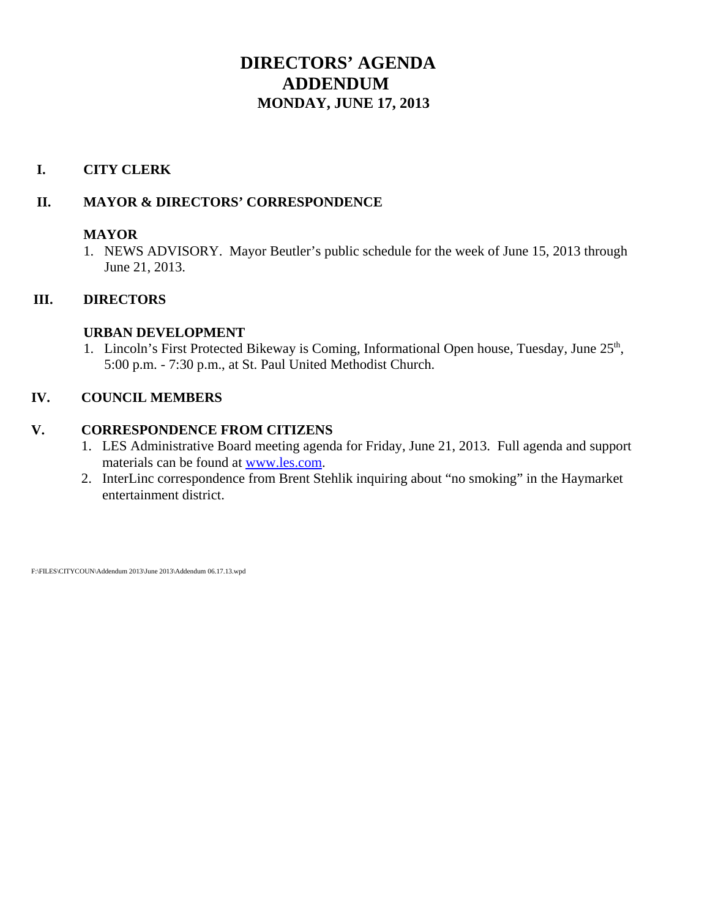# DIRECTORS' AGENDA
# ADDENDUM
## MONDAY, JUNE 17, 2013

## I. CITY CLERK

## II. MAYOR & DIRECTORS' CORRESPONDENCE

### MAYOR

1. NEWS ADVISORY. Mayor Beutler's public schedule for the week of June 15, 2013 through June 21, 2013.

## III. DIRECTORS

### URBAN DEVELOPMENT

1. Lincoln's First Protected Bikeway is Coming, Informational Open house, Tuesday, June 25th, 5:00 p.m. - 7:30 p.m., at St. Paul United Methodist Church.

## IV. COUNCIL MEMBERS

## V. CORRESPONDENCE FROM CITIZENS

1. LES Administrative Board meeting agenda for Friday, June 21, 2013. Full agenda and support materials can be found at [www.les.com](http://www.les.com).
2. InterLinc correspondence from Brent Stehlik inquiring about "no smoking" in the Haymarket entertainment district.

F:\FILES\CITYCOUN\Addendum 2013\June 2013\Addendum 06.17.13.wpd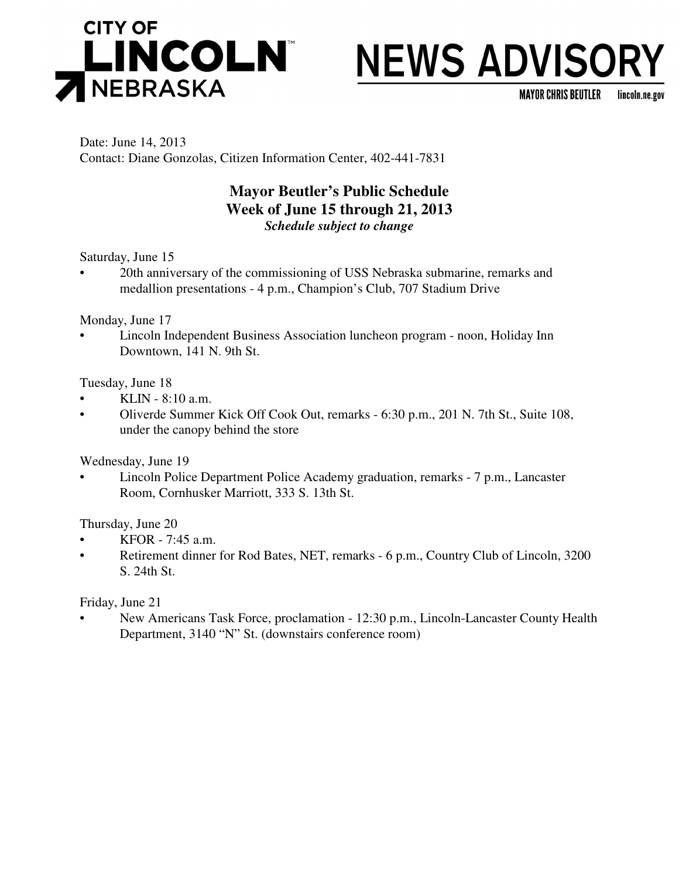**CITY OF LINCOLN NEBRASKA**

# NEWS ADVISORY

MAYOR CHRIS BEUTLER lincoln.ne.gov

Date: June 14, 2013
Contact: Diane Gonzolas, Citizen Information Center, 402-441-7831

## Mayor Beutler's Public Schedule
## Week of June 15 through 21, 2013
***Schedule subject to change***

Saturday, June 15

- 20th anniversary of the commissioning of USS Nebraska submarine, remarks and medallion presentations - 4 p.m., Champion's Club, 707 Stadium Drive

Monday, June 17

- Lincoln Independent Business Association luncheon program - noon, Holiday Inn Downtown, 141 N. 9th St.

Tuesday, June 18

- KLIN - 8:10 a.m.
- Oliverde Summer Kick Off Cook Out, remarks - 6:30 p.m., 201 N. 7th St., Suite 108, under the canopy behind the store

Wednesday, June 19

- Lincoln Police Department Police Academy graduation, remarks - 7 p.m., Lancaster Room, Cornhusker Marriott, 333 S. 13th St.

Thursday, June 20

- KFOR - 7:45 a.m.
- Retirement dinner for Rod Bates, NET, remarks - 6 p.m., Country Club of Lincoln, 3200 S. 24th St.

Friday, June 21

- New Americans Task Force, proclamation - 12:30 p.m., Lincoln-Lancaster County Health Department, 3140 "N" St. (downstairs conference room)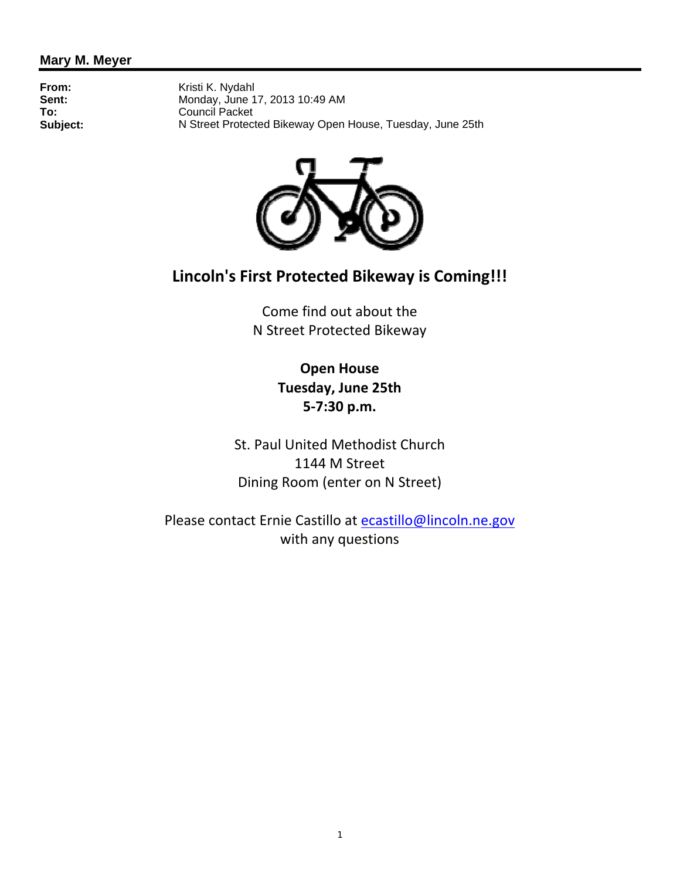**Mary M. Meyer**

**From:** Kristi K. Nydahl
**Sent:** Monday, June 17, 2013 10:49 AM
**To:** Council Packet
**Subject:** N Street Protected Bikeway Open House, Tuesday, June 25th

## Lincoln's First Protected Bikeway is Coming!!!

Come find out about the
N Street Protected Bikeway

**Open House**
**Tuesday, June 25th**
**5-7:30 p.m.**

St. Paul United Methodist Church
1144 M Street
Dining Room (enter on N Street)

Please contact Ernie Castillo at ecastillo@lincoln.ne.gov
with any questions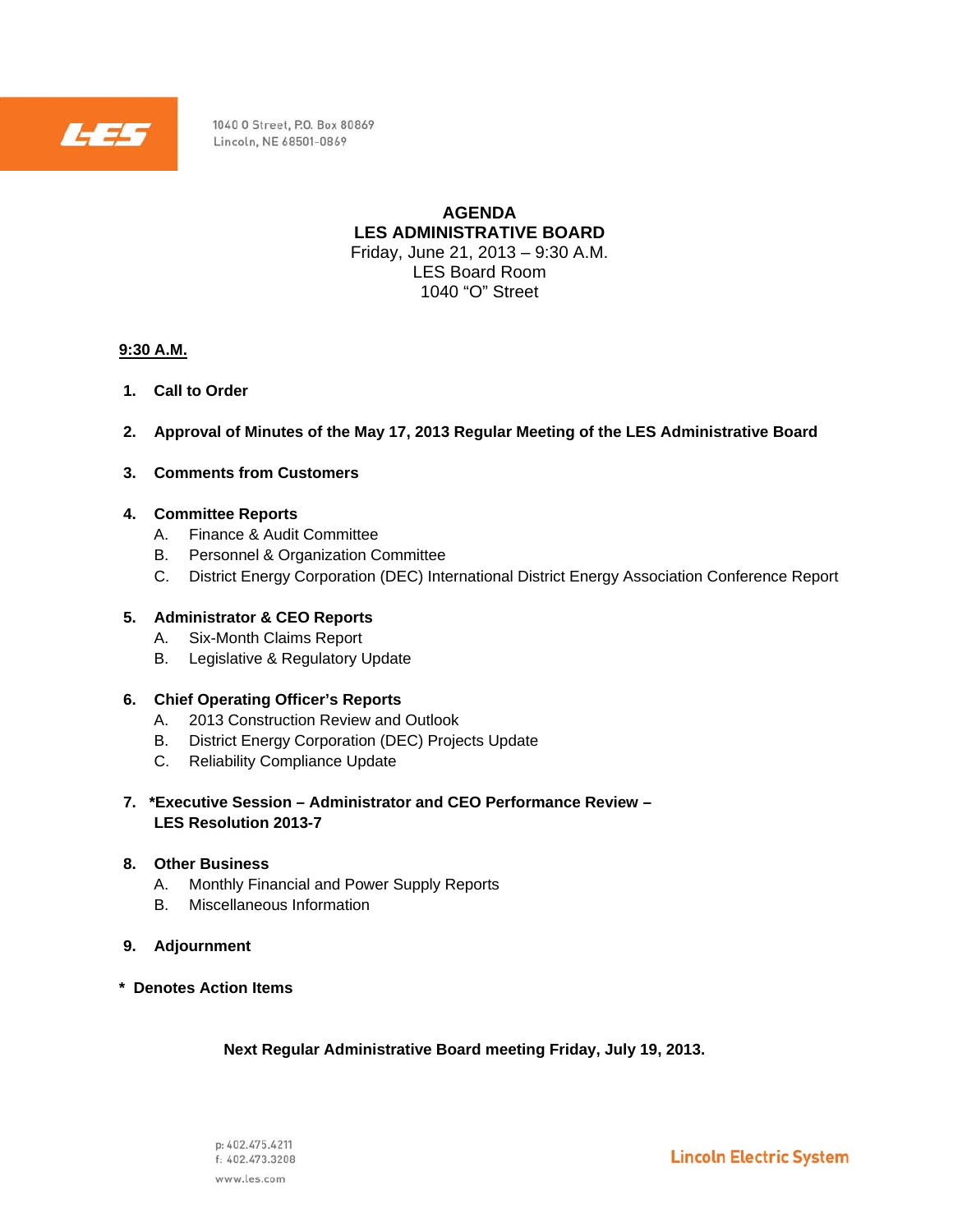1040 O Street, P.O. Box 80869
Lincoln, NE 68501-0869

# AGENDA
## LES ADMINISTRATIVE BOARD

Friday, June 21, 2013 – 9:30 A.M.
LES Board Room
1040 "O" Street

**9:30 A.M.**

1. **Call to Order**

2. **Approval of Minutes of the May 17, 2013 Regular Meeting of the LES Administrative Board**

3. **Comments from Customers**

4. **Committee Reports**
   - A. Finance & Audit Committee
   - B. Personnel & Organization Committee
   - C. District Energy Corporation (DEC) International District Energy Association Conference Report

5. **Administrator & CEO Reports**
   - A. Six-Month Claims Report
   - B. Legislative & Regulatory Update

6. **Chief Operating Officer's Reports**
   - A. 2013 Construction Review and Outlook
   - B. District Energy Corporation (DEC) Projects Update
   - C. Reliability Compliance Update

7. ***Executive Session – Administrator and CEO Performance Review – LES Resolution 2013-7**

8. **Other Business**
   - A. Monthly Financial and Power Supply Reports
   - B. Miscellaneous Information

9. **Adjournment**

**\* Denotes Action Items**

**Next Regular Administrative Board meeting Friday, July 19, 2013.**

p: 402.475.4211
f: 402.473.3208
www.les.com

Lincoln Electric System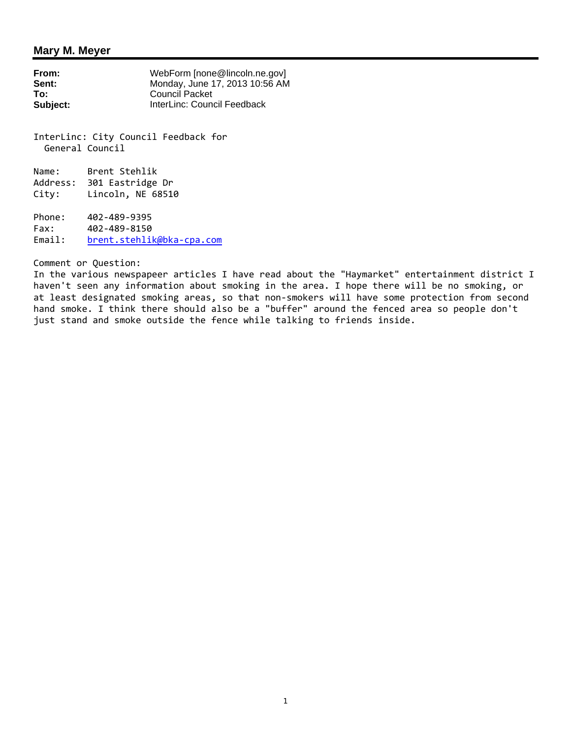## Mary M. Meyer

| | |
|---|---|
| **From:** | WebForm [none@lincoln.ne.gov] |
| **Sent:** | Monday, June 17, 2013 10:56 AM |
| **To:** | Council Packet |
| **Subject:** | InterLinc: Council Feedback |

InterLinc: City Council Feedback for
General Council

Name: Brent Stehlik
Address: 301 Eastridge Dr
City: Lincoln, NE 68510

Phone: 402-489-9395
Fax: 402-489-8150
Email: brent.stehlik@bka-cpa.com

Comment or Question:
In the various newspapeer articles I have read about the "Haymarket" entertainment district I haven't seen any information about smoking in the area. I hope there will be no smoking, or at least designated smoking areas, so that non-smokers will have some protection from second hand smoke. I think there should also be a "buffer" around the fenced area so people don't just stand and smoke outside the fence while talking to friends inside.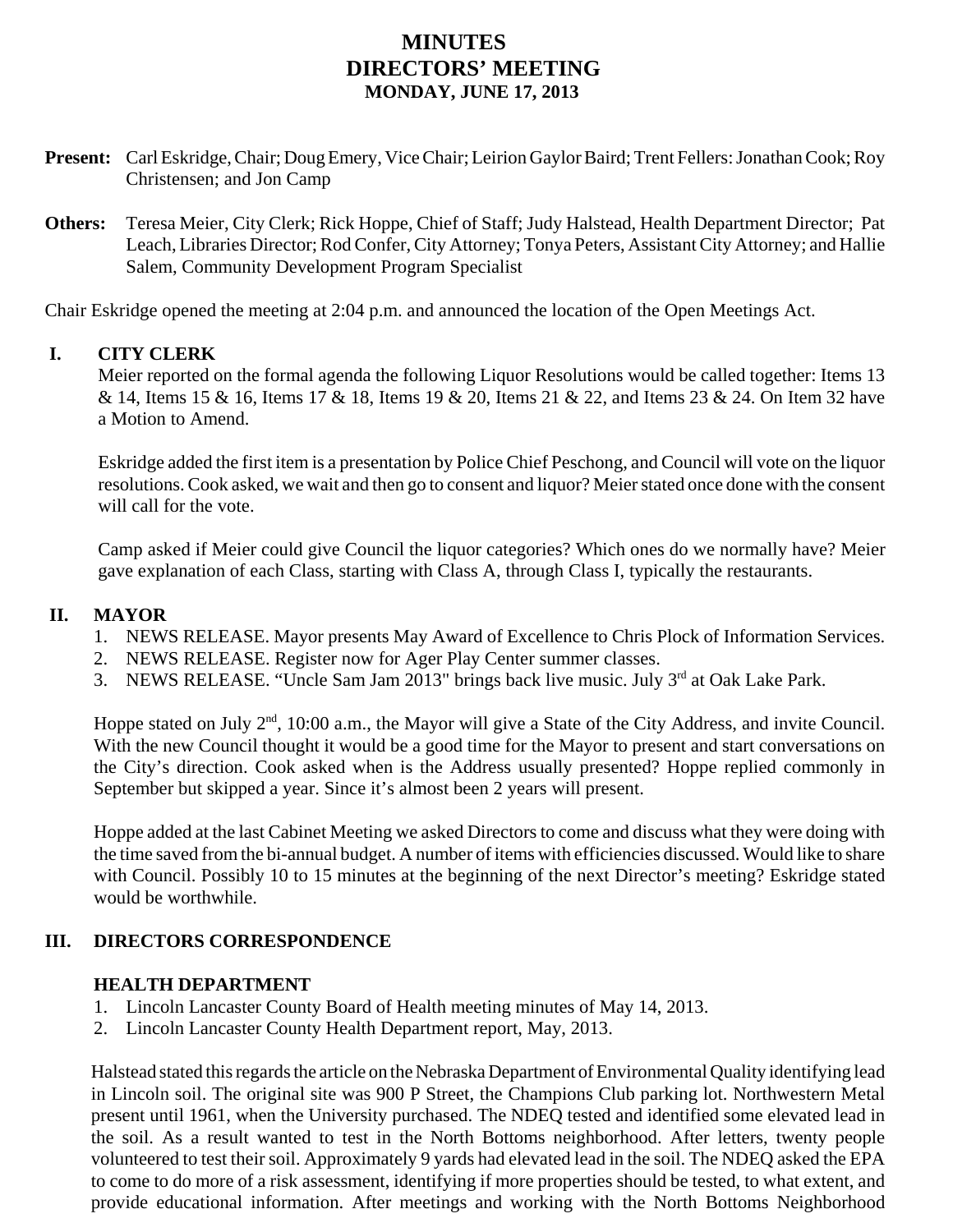# MINUTES
## DIRECTORS' MEETING
### MONDAY, JUNE 17, 2013

**Present:** Carl Eskridge, Chair; Doug Emery, Vice Chair; Leirion Gaylor Baird; Trent Fellers: Jonathan Cook; Roy Christensen; and Jon Camp

**Others:** Teresa Meier, City Clerk; Rick Hoppe, Chief of Staff; Judy Halstead, Health Department Director; Pat Leach, Libraries Director; Rod Confer, City Attorney; Tonya Peters, Assistant City Attorney; and Hallie Salem, Community Development Program Specialist

Chair Eskridge opened the meeting at 2:04 p.m. and announced the location of the Open Meetings Act.

## I. CITY CLERK

Meier reported on the formal agenda the following Liquor Resolutions would be called together: Items 13 & 14, Items 15 & 16, Items 17 & 18, Items 19 & 20, Items 21 & 22, and Items 23 & 24. On Item 32 have a Motion to Amend.

Eskridge added the first item is a presentation by Police Chief Peschong, and Council will vote on the liquor resolutions. Cook asked, we wait and then go to consent and liquor? Meier stated once done with the consent will call for the vote.

Camp asked if Meier could give Council the liquor categories? Which ones do we normally have? Meier gave explanation of each Class, starting with Class A, through Class I, typically the restaurants.

## II. MAYOR

1. NEWS RELEASE. Mayor presents May Award of Excellence to Chris Plock of Information Services.
2. NEWS RELEASE. Register now for Ager Play Center summer classes.
3. NEWS RELEASE. "Uncle Sam Jam 2013" brings back live music. July 3rd at Oak Lake Park.

Hoppe stated on July 2nd, 10:00 a.m., the Mayor will give a State of the City Address, and invite Council. With the new Council thought it would be a good time for the Mayor to present and start conversations on the City's direction. Cook asked when is the Address usually presented? Hoppe replied commonly in September but skipped a year. Since it's almost been 2 years will present.

Hoppe added at the last Cabinet Meeting we asked Directors to come and discuss what they were doing with the time saved from the bi-annual budget. A number of items with efficiencies discussed. Would like to share with Council. Possibly 10 to 15 minutes at the beginning of the next Director's meeting? Eskridge stated would be worthwhile.

## III. DIRECTORS CORRESPONDENCE

### HEALTH DEPARTMENT

1. Lincoln Lancaster County Board of Health meeting minutes of May 14, 2013.
2. Lincoln Lancaster County Health Department report, May, 2013.

Halstead stated this regards the article on the Nebraska Department of Environmental Quality identifying lead in Lincoln soil. The original site was 900 P Street, the Champions Club parking lot. Northwestern Metal present until 1961, when the University purchased. The NDEQ tested and identified some elevated lead in the soil. As a result wanted to test in the North Bottoms neighborhood. After letters, twenty people volunteered to test their soil. Approximately 9 yards had elevated lead in the soil. The NDEQ asked the EPA to come to do more of a risk assessment, identifying if more properties should be tested, to what extent, and provide educational information. After meetings and working with the North Bottoms Neighborhood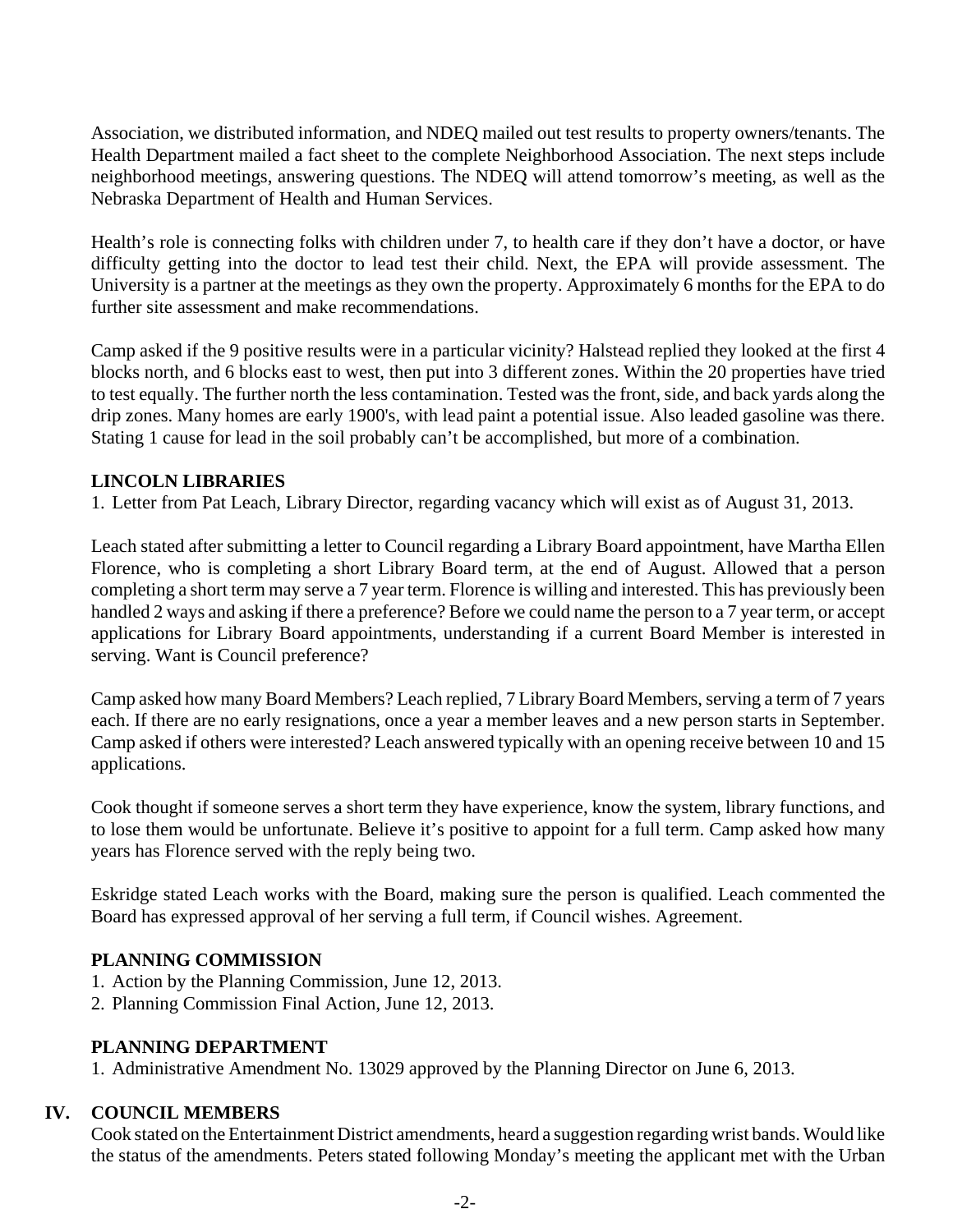Association, we distributed information, and NDEQ mailed out test results to property owners/tenants. The Health Department mailed a fact sheet to the complete Neighborhood Association. The next steps include neighborhood meetings, answering questions. The NDEQ will attend tomorrow's meeting, as well as the Nebraska Department of Health and Human Services.

Health's role is connecting folks with children under 7, to health care if they don't have a doctor, or have difficulty getting into the doctor to lead test their child. Next, the EPA will provide assessment. The University is a partner at the meetings as they own the property. Approximately 6 months for the EPA to do further site assessment and make recommendations.

Camp asked if the 9 positive results were in a particular vicinity? Halstead replied they looked at the first 4 blocks north, and 6 blocks east to west, then put into 3 different zones. Within the 20 properties have tried to test equally. The further north the less contamination. Tested was the front, side, and back yards along the drip zones. Many homes are early 1900's, with lead paint a potential issue. Also leaded gasoline was there. Stating 1 cause for lead in the soil probably can't be accomplished, but more of a combination.

### LINCOLN LIBRARIES

1. Letter from Pat Leach, Library Director, regarding vacancy which will exist as of August 31, 2013.

Leach stated after submitting a letter to Council regarding a Library Board appointment, have Martha Ellen Florence, who is completing a short Library Board term, at the end of August. Allowed that a person completing a short term may serve a 7 year term. Florence is willing and interested. This has previously been handled 2 ways and asking if there a preference? Before we could name the person to a 7 year term, or accept applications for Library Board appointments, understanding if a current Board Member is interested in serving. Want is Council preference?

Camp asked how many Board Members? Leach replied, 7 Library Board Members, serving a term of 7 years each. If there are no early resignations, once a year a member leaves and a new person starts in September. Camp asked if others were interested? Leach answered typically with an opening receive between 10 and 15 applications.

Cook thought if someone serves a short term they have experience, know the system, library functions, and to lose them would be unfortunate. Believe it's positive to appoint for a full term. Camp asked how many years has Florence served with the reply being two.

Eskridge stated Leach works with the Board, making sure the person is qualified. Leach commented the Board has expressed approval of her serving a full term, if Council wishes. Agreement.

### PLANNING COMMISSION

1. Action by the Planning Commission, June 12, 2013.
2. Planning Commission Final Action, June 12, 2013.

### PLANNING DEPARTMENT

1. Administrative Amendment No. 13029 approved by the Planning Director on June 6, 2013.

## IV. COUNCIL MEMBERS

Cook stated on the Entertainment District amendments, heard a suggestion regarding wrist bands. Would like the status of the amendments. Peters stated following Monday's meeting the applicant met with the Urban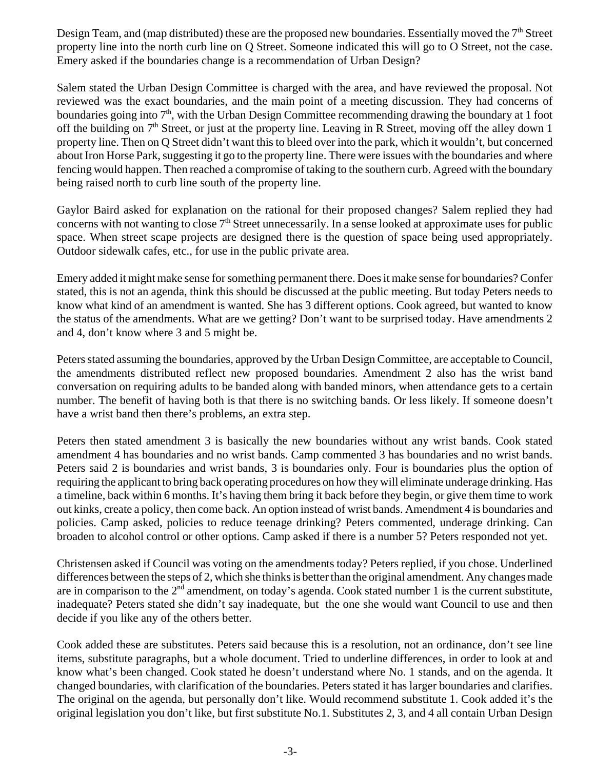Design Team, and (map distributed) these are the proposed new boundaries. Essentially moved the 7th Street property line into the north curb line on Q Street. Someone indicated this will go to O Street, not the case. Emery asked if the boundaries change is a recommendation of Urban Design?

Salem stated the Urban Design Committee is charged with the area, and have reviewed the proposal. Not reviewed was the exact boundaries, and the main point of a meeting discussion. They had concerns of boundaries going into 7th, with the Urban Design Committee recommending drawing the boundary at 1 foot off the building on 7th Street, or just at the property line. Leaving in R Street, moving off the alley down 1 property line. Then on Q Street didn't want this to bleed over into the park, which it wouldn't, but concerned about Iron Horse Park, suggesting it go to the property line. There were issues with the boundaries and where fencing would happen. Then reached a compromise of taking to the southern curb. Agreed with the boundary being raised north to curb line south of the property line.

Gaylor Baird asked for explanation on the rational for their proposed changes? Salem replied they had concerns with not wanting to close 7th Street unnecessarily. In a sense looked at approximate uses for public space. When street scape projects are designed there is the question of space being used appropriately. Outdoor sidewalk cafes, etc., for use in the public private area.

Emery added it might make sense for something permanent there. Does it make sense for boundaries? Confer stated, this is not an agenda, think this should be discussed at the public meeting. But today Peters needs to know what kind of an amendment is wanted. She has 3 different options. Cook agreed, but wanted to know the status of the amendments. What are we getting? Don't want to be surprised today. Have amendments 2 and 4, don't know where 3 and 5 might be.

Peters stated assuming the boundaries, approved by the Urban Design Committee, are acceptable to Council, the amendments distributed reflect new proposed boundaries. Amendment 2 also has the wrist band conversation on requiring adults to be banded along with banded minors, when attendance gets to a certain number. The benefit of having both is that there is no switching bands. Or less likely. If someone doesn't have a wrist band then there's problems, an extra step.

Peters then stated amendment 3 is basically the new boundaries without any wrist bands. Cook stated amendment 4 has boundaries and no wrist bands. Camp commented 3 has boundaries and no wrist bands. Peters said 2 is boundaries and wrist bands, 3 is boundaries only. Four is boundaries plus the option of requiring the applicant to bring back operating procedures on how they will eliminate underage drinking. Has a timeline, back within 6 months. It's having them bring it back before they begin, or give them time to work out kinks, create a policy, then come back. An option instead of wrist bands. Amendment 4 is boundaries and policies. Camp asked, policies to reduce teenage drinking? Peters commented, underage drinking. Can broaden to alcohol control or other options. Camp asked if there is a number 5? Peters responded not yet.

Christensen asked if Council was voting on the amendments today? Peters replied, if you chose. Underlined differences between the steps of 2, which she thinks is better than the original amendment. Any changes made are in comparison to the 2nd amendment, on today's agenda. Cook stated number 1 is the current substitute, inadequate? Peters stated she didn't say inadequate, but the one she would want Council to use and then decide if you like any of the others better.

Cook added these are substitutes. Peters said because this is a resolution, not an ordinance, don't see line items, substitute paragraphs, but a whole document. Tried to underline differences, in order to look at and know what's been changed. Cook stated he doesn't understand where No. 1 stands, and on the agenda. It changed boundaries, with clarification of the boundaries. Peters stated it has larger boundaries and clarifies. The original on the agenda, but personally don't like. Would recommend substitute 1. Cook added it's the original legislation you don't like, but first substitute No.1. Substitutes 2, 3, and 4 all contain Urban Design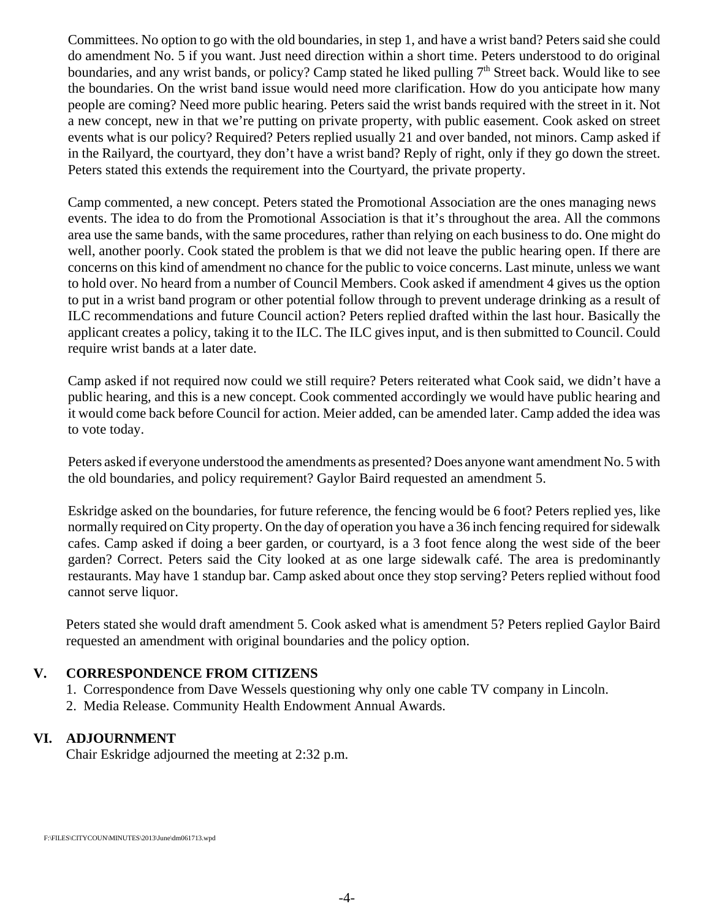Committees. No option to go with the old boundaries, in step 1, and have a wrist band? Peters said she could do amendment No. 5 if you want. Just need direction within a short time. Peters understood to do original boundaries, and any wrist bands, or policy? Camp stated he liked pulling 7th Street back. Would like to see the boundaries. On the wrist band issue would need more clarification. How do you anticipate how many people are coming? Need more public hearing. Peters said the wrist bands required with the street in it. Not a new concept, new in that we're putting on private property, with public easement. Cook asked on street events what is our policy? Required? Peters replied usually 21 and over banded, not minors. Camp asked if in the Railyard, the courtyard, they don't have a wrist band? Reply of right, only if they go down the street. Peters stated this extends the requirement into the Courtyard, the private property.

Camp commented, a new concept. Peters stated the Promotional Association are the ones managing news events. The idea to do from the Promotional Association is that it's throughout the area. All the commons area use the same bands, with the same procedures, rather than relying on each business to do. One might do well, another poorly. Cook stated the problem is that we did not leave the public hearing open. If there are concerns on this kind of amendment no chance for the public to voice concerns. Last minute, unless we want to hold over. No heard from a number of Council Members. Cook asked if amendment 4 gives us the option to put in a wrist band program or other potential follow through to prevent underage drinking as a result of ILC recommendations and future Council action? Peters replied drafted within the last hour. Basically the applicant creates a policy, taking it to the ILC. The ILC gives input, and is then submitted to Council. Could require wrist bands at a later date.

Camp asked if not required now could we still require? Peters reiterated what Cook said, we didn't have a public hearing, and this is a new concept. Cook commented accordingly we would have public hearing and it would come back before Council for action. Meier added, can be amended later. Camp added the idea was to vote today.

Peters asked if everyone understood the amendments as presented? Does anyone want amendment No. 5 with the old boundaries, and policy requirement? Gaylor Baird requested an amendment 5.

Eskridge asked on the boundaries, for future reference, the fencing would be 6 foot? Peters replied yes, like normally required on City property. On the day of operation you have a 36 inch fencing required for sidewalk cafes. Camp asked if doing a beer garden, or courtyard, is a 3 foot fence along the west side of the beer garden? Correct. Peters said the City looked at as one large sidewalk café. The area is predominantly restaurants. May have 1 standup bar. Camp asked about once they stop serving? Peters replied without food cannot serve liquor.

Peters stated she would draft amendment 5. Cook asked what is amendment 5? Peters replied Gaylor Baird requested an amendment with original boundaries and the policy option.

## V. CORRESPONDENCE FROM CITIZENS

1. Correspondence from Dave Wessels questioning why only one cable TV company in Lincoln.
2. Media Release. Community Health Endowment Annual Awards.

## VI. ADJOURNMENT

Chair Eskridge adjourned the meeting at 2:32 p.m.

F:\FILES\CITYCOUN\MINUTES\2013\June\dm061713.wpd